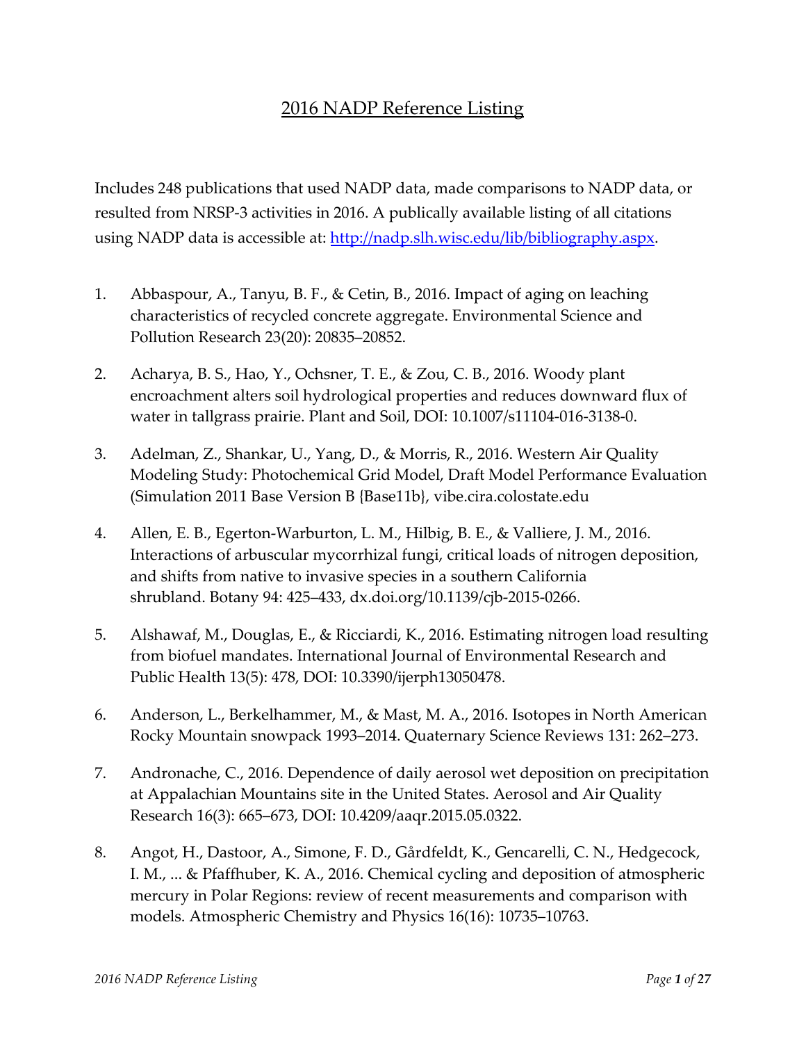# 2016 NADP Reference Listing

Includes 248 publications that used NADP data, made comparisons to NADP data, or resulted from NRSP-3 activities in 2016. A publically available listing of all citations using NADP data is accessible at: http://nadp.slh.wisc.edu/lib/bibliography.aspx.

1. Abbaspour, A., Tanyu, B. F., & Cetin, B., 2016. Impact of aging on leaching characteristics of recycled concrete aggregate. Environmental Science and Pollution Research 23(20): 20835–20852.

2. Acharya, B. S., Hao, Y., Ochsner, T. E., & Zou, C. B., 2016. Woody plant encroachment alters soil hydrological properties and reduces downward flux of water in tallgrass prairie. Plant and Soil, DOI: 10.1007/s11104-016-3138-0.

3. Adelman, Z., Shankar, U., Yang, D., & Morris, R., 2016. Western Air Quality Modeling Study: Photochemical Grid Model, Draft Model Performance Evaluation (Simulation 2011 Base Version B {Base11b}, vibe.cira.colostate.edu

4. Allen, E. B., Egerton-Warburton, L. M., Hilbig, B. E., & Valliere, J. M., 2016. Interactions of arbuscular mycorrhizal fungi, critical loads of nitrogen deposition, and shifts from native to invasive species in a southern California shrubland. Botany 94: 425–433, dx.doi.org/10.1139/cjb-2015-0266.

5. Alshawaf, M., Douglas, E., & Ricciardi, K., 2016. Estimating nitrogen load resulting from biofuel mandates. International Journal of Environmental Research and Public Health 13(5): 478, DOI: 10.3390/ijerph13050478.

6. Anderson, L., Berkelhammer, M., & Mast, M. A., 2016. Isotopes in North American Rocky Mountain snowpack 1993–2014. Quaternary Science Reviews 131: 262–273.

7. Andronache, C., 2016. Dependence of daily aerosol wet deposition on precipitation at Appalachian Mountains site in the United States. Aerosol and Air Quality Research 16(3): 665–673, DOI: 10.4209/aaqr.2015.05.0322.

8. Angot, H., Dastoor, A., Simone, F. D., Gårdfeldt, K., Gencarelli, C. N., Hedgecock, I. M., ... & Pfaffhuber, K. A., 2016. Chemical cycling and deposition of atmospheric mercury in Polar Regions: review of recent measurements and comparison with models. Atmospheric Chemistry and Physics 16(16): 10735–10763.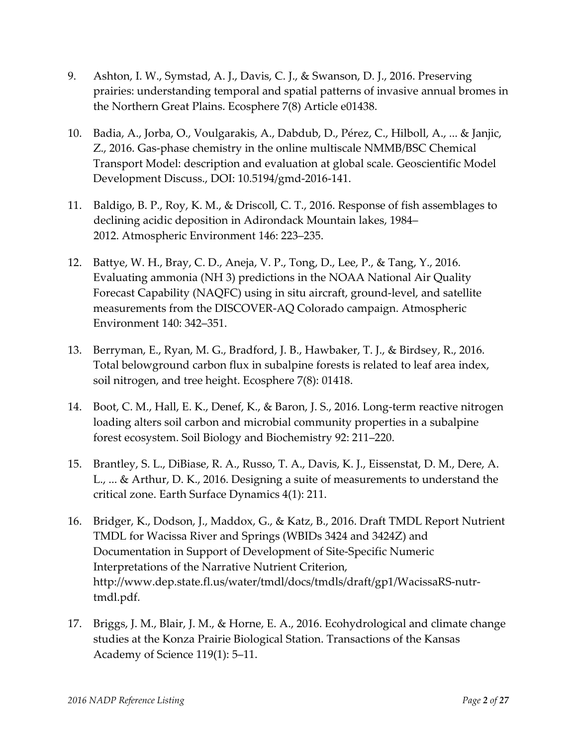9. Ashton, I. W., Symstad, A. J., Davis, C. J., & Swanson, D. J., 2016. Preserving prairies: understanding temporal and spatial patterns of invasive annual bromes in the Northern Great Plains. Ecosphere 7(8) Article e01438.

10. Badia, A., Jorba, O., Voulgarakis, A., Dabdub, D., Pérez, C., Hilboll, A., ... & Janjic, Z., 2016. Gas-phase chemistry in the online multiscale NMMB/BSC Chemical Transport Model: description and evaluation at global scale. Geoscientific Model Development Discuss., DOI: 10.5194/gmd-2016-141.

11. Baldigo, B. P., Roy, K. M., & Driscoll, C. T., 2016. Response of fish assemblages to declining acidic deposition in Adirondack Mountain lakes, 1984–2012. Atmospheric Environment 146: 223–235.

12. Battye, W. H., Bray, C. D., Aneja, V. P., Tong, D., Lee, P., & Tang, Y., 2016. Evaluating ammonia (NH 3) predictions in the NOAA National Air Quality Forecast Capability (NAQFC) using in situ aircraft, ground-level, and satellite measurements from the DISCOVER-AQ Colorado campaign. Atmospheric Environment 140: 342–351.

13. Berryman, E., Ryan, M. G., Bradford, J. B., Hawbaker, T. J., & Birdsey, R., 2016. Total belowground carbon flux in subalpine forests is related to leaf area index, soil nitrogen, and tree height. Ecosphere 7(8): 01418.

14. Boot, C. M., Hall, E. K., Denef, K., & Baron, J. S., 2016. Long-term reactive nitrogen loading alters soil carbon and microbial community properties in a subalpine forest ecosystem. Soil Biology and Biochemistry 92: 211–220.

15. Brantley, S. L., DiBiase, R. A., Russo, T. A., Davis, K. J., Eissenstat, D. M., Dere, A. L., ... & Arthur, D. K., 2016. Designing a suite of measurements to understand the critical zone. Earth Surface Dynamics 4(1): 211.

16. Bridger, K., Dodson, J., Maddox, G., & Katz, B., 2016. Draft TMDL Report Nutrient TMDL for Wacissa River and Springs (WBIDs 3424 and 3424Z) and Documentation in Support of Development of Site-Specific Numeric Interpretations of the Narrative Nutrient Criterion, http://www.dep.state.fl.us/water/tmdl/docs/tmdls/draft/gp1/WacissaRS-nutr-tmdl.pdf.

17. Briggs, J. M., Blair, J. M., & Horne, E. A., 2016. Ecohydrological and climate change studies at the Konza Prairie Biological Station. Transactions of the Kansas Academy of Science 119(1): 5–11.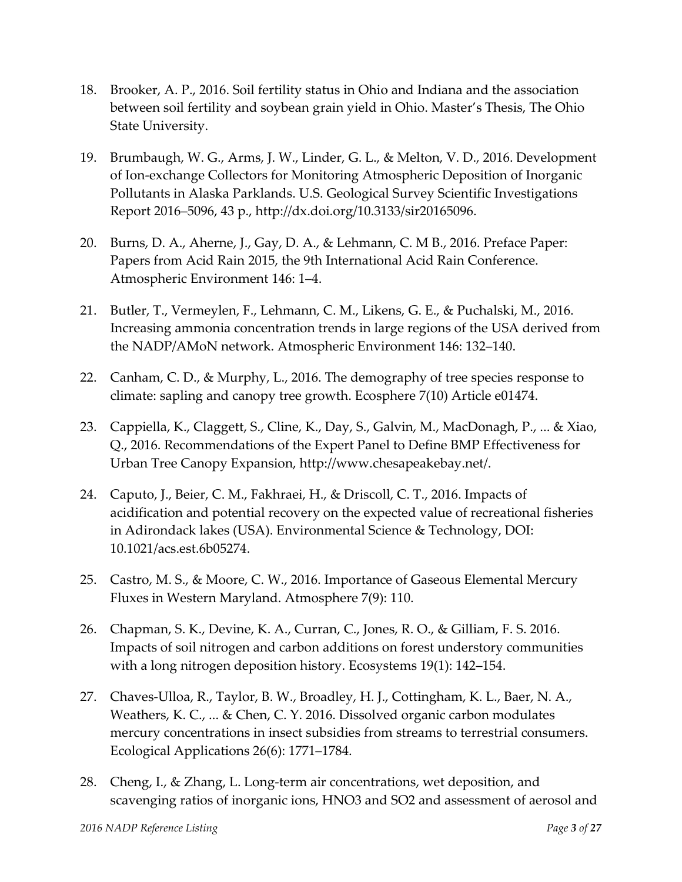18. Brooker, A. P., 2016. Soil fertility status in Ohio and Indiana and the association between soil fertility and soybean grain yield in Ohio. Master's Thesis, The Ohio State University.

19. Brumbaugh, W. G., Arms, J. W., Linder, G. L., & Melton, V. D., 2016. Development of Ion-exchange Collectors for Monitoring Atmospheric Deposition of Inorganic Pollutants in Alaska Parklands. U.S. Geological Survey Scientific Investigations Report 2016–5096, 43 p., http://dx.doi.org/10.3133/sir20165096.

20. Burns, D. A., Aherne, J., Gay, D. A., & Lehmann, C. M B., 2016. Preface Paper: Papers from Acid Rain 2015, the 9th International Acid Rain Conference. Atmospheric Environment 146: 1–4.

21. Butler, T., Vermeylen, F., Lehmann, C. M., Likens, G. E., & Puchalski, M., 2016. Increasing ammonia concentration trends in large regions of the USA derived from the NADP/AMoN network. Atmospheric Environment 146: 132–140.

22. Canham, C. D., & Murphy, L., 2016. The demography of tree species response to climate: sapling and canopy tree growth. Ecosphere 7(10) Article e01474.

23. Cappiella, K., Claggett, S., Cline, K., Day, S., Galvin, M., MacDonagh, P., ... & Xiao, Q., 2016. Recommendations of the Expert Panel to Define BMP Effectiveness for Urban Tree Canopy Expansion, http://www.chesapeakebay.net/.

24. Caputo, J., Beier, C. M., Fakhraei, H., & Driscoll, C. T., 2016. Impacts of acidification and potential recovery on the expected value of recreational fisheries in Adirondack lakes (USA). Environmental Science & Technology, DOI: 10.1021/acs.est.6b05274.

25. Castro, M. S., & Moore, C. W., 2016. Importance of Gaseous Elemental Mercury Fluxes in Western Maryland. Atmosphere 7(9): 110.

26. Chapman, S. K., Devine, K. A., Curran, C., Jones, R. O., & Gilliam, F. S. 2016. Impacts of soil nitrogen and carbon additions on forest understory communities with a long nitrogen deposition history. Ecosystems 19(1): 142–154.

27. Chaves-Ulloa, R., Taylor, B. W., Broadley, H. J., Cottingham, K. L., Baer, N. A., Weathers, K. C., ... & Chen, C. Y. 2016. Dissolved organic carbon modulates mercury concentrations in insect subsidies from streams to terrestrial consumers. Ecological Applications 26(6): 1771–1784.

28. Cheng, I., & Zhang, L. Long-term air concentrations, wet deposition, and scavenging ratios of inorganic ions, $HNO_3$ and $SO_2$ and assessment of aerosol and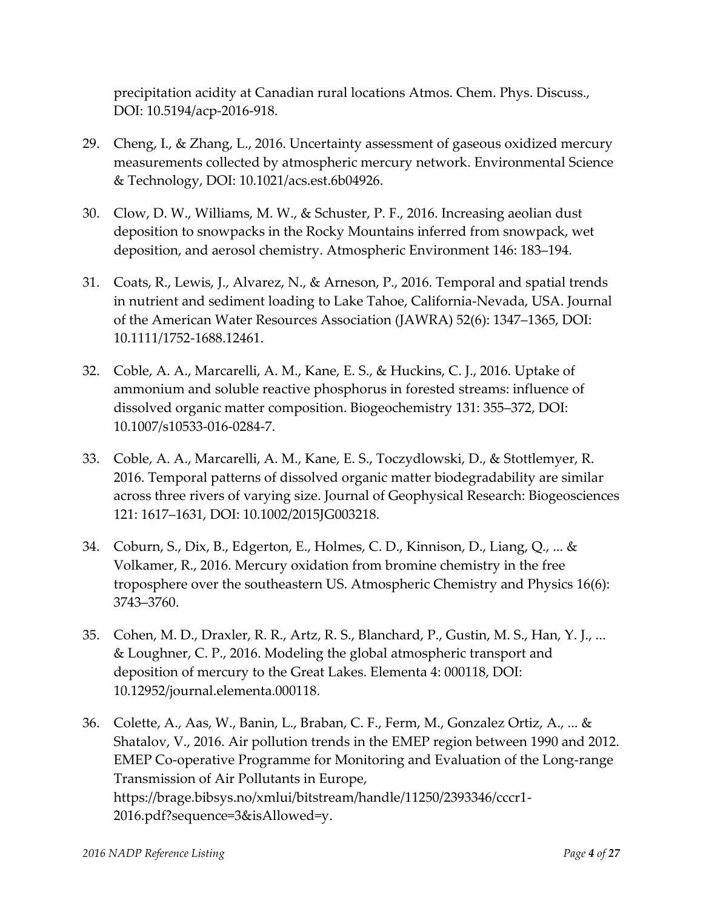precipitation acidity at Canadian rural locations Atmos. Chem. Phys. Discuss., DOI: 10.5194/acp-2016-918.

29. Cheng, I., & Zhang, L., 2016. Uncertainty assessment of gaseous oxidized mercury measurements collected by atmospheric mercury network. Environmental Science & Technology, DOI: 10.1021/acs.est.6b04926.

30. Clow, D. W., Williams, M. W., & Schuster, P. F., 2016. Increasing aeolian dust deposition to snowpacks in the Rocky Mountains inferred from snowpack, wet deposition, and aerosol chemistry. Atmospheric Environment 146: 183–194.

31. Coats, R., Lewis, J., Alvarez, N., & Arneson, P., 2016. Temporal and spatial trends in nutrient and sediment loading to Lake Tahoe, California-Nevada, USA. Journal of the American Water Resources Association (JAWRA) 52(6): 1347–1365, DOI: 10.1111/1752-1688.12461.

32. Coble, A. A., Marcarelli, A. M., Kane, E. S., & Huckins, C. J., 2016. Uptake of ammonium and soluble reactive phosphorus in forested streams: influence of dissolved organic matter composition. Biogeochemistry 131: 355–372, DOI: 10.1007/s10533-016-0284-7.

33. Coble, A. A., Marcarelli, A. M., Kane, E. S., Toczydlowski, D., & Stottlemyer, R. 2016. Temporal patterns of dissolved organic matter biodegradability are similar across three rivers of varying size. Journal of Geophysical Research: Biogeosciences 121: 1617–1631, DOI: 10.1002/2015JG003218.

34. Coburn, S., Dix, B., Edgerton, E., Holmes, C. D., Kinnison, D., Liang, Q., ... & Volkamer, R., 2016. Mercury oxidation from bromine chemistry in the free troposphere over the southeastern US. Atmospheric Chemistry and Physics 16(6): 3743–3760.

35. Cohen, M. D., Draxler, R. R., Artz, R. S., Blanchard, P., Gustin, M. S., Han, Y. J., ... & Loughner, C. P., 2016. Modeling the global atmospheric transport and deposition of mercury to the Great Lakes. Elementa 4: 000118, DOI: 10.12952/journal.elementa.000118.

36. Colette, A., Aas, W., Banin, L., Braban, C. F., Ferm, M., Gonzalez Ortiz, A., ... & Shatalov, V., 2016. Air pollution trends in the EMEP region between 1990 and 2012. EMEP Co-operative Programme for Monitoring and Evaluation of the Long-range Transmission of Air Pollutants in Europe, https://brage.bibsys.no/xmlui/bitstream/handle/11250/2393346/cccr1-2016.pdf?sequence=3&isAllowed=y.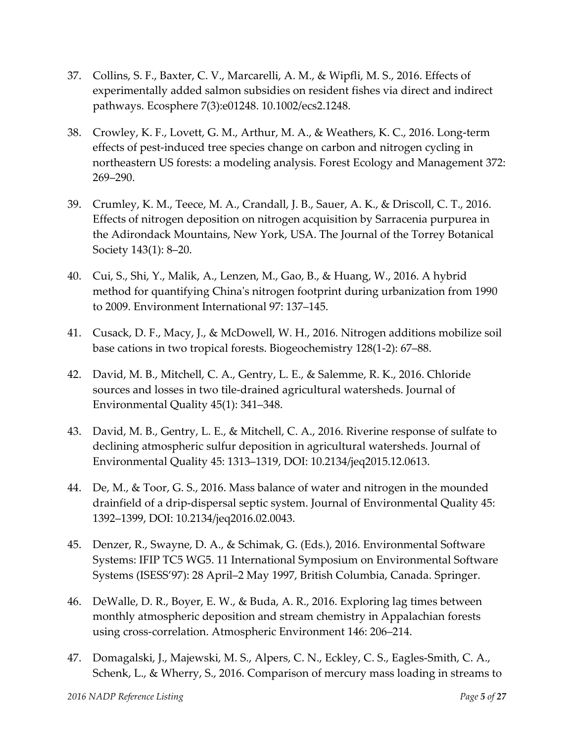37. Collins, S. F., Baxter, C. V., Marcarelli, A. M., & Wipfli, M. S., 2016. Effects of experimentally added salmon subsidies on resident fishes via direct and indirect pathways. Ecosphere 7(3):e01248. 10.1002/ecs2.1248.

38. Crowley, K. F., Lovett, G. M., Arthur, M. A., & Weathers, K. C., 2016. Long-term effects of pest-induced tree species change on carbon and nitrogen cycling in northeastern US forests: a modeling analysis. Forest Ecology and Management 372: 269–290.

39. Crumley, K. M., Teece, M. A., Crandall, J. B., Sauer, A. K., & Driscoll, C. T., 2016. Effects of nitrogen deposition on nitrogen acquisition by Sarracenia purpurea in the Adirondack Mountains, New York, USA. The Journal of the Torrey Botanical Society 143(1): 8–20.

40. Cui, S., Shi, Y., Malik, A., Lenzen, M., Gao, B., & Huang, W., 2016. A hybrid method for quantifying China's nitrogen footprint during urbanization from 1990 to 2009. Environment International 97: 137–145.

41. Cusack, D. F., Macy, J., & McDowell, W. H., 2016. Nitrogen additions mobilize soil base cations in two tropical forests. Biogeochemistry 128(1-2): 67–88.

42. David, M. B., Mitchell, C. A., Gentry, L. E., & Salemme, R. K., 2016. Chloride sources and losses in two tile-drained agricultural watersheds. Journal of Environmental Quality 45(1): 341–348.

43. David, M. B., Gentry, L. E., & Mitchell, C. A., 2016. Riverine response of sulfate to declining atmospheric sulfur deposition in agricultural watersheds. Journal of Environmental Quality 45: 1313–1319, DOI: 10.2134/jeq2015.12.0613.

44. De, M., & Toor, G. S., 2016. Mass balance of water and nitrogen in the mounded drainfield of a drip-dispersal septic system. Journal of Environmental Quality 45: 1392–1399, DOI: 10.2134/jeq2016.02.0043.

45. Denzer, R., Swayne, D. A., & Schimak, G. (Eds.), 2016. Environmental Software Systems: IFIP TC5 WG5. 11 International Symposium on Environmental Software Systems (ISESS'97): 28 April–2 May 1997, British Columbia, Canada. Springer.

46. DeWalle, D. R., Boyer, E. W., & Buda, A. R., 2016. Exploring lag times between monthly atmospheric deposition and stream chemistry in Appalachian forests using cross-correlation. Atmospheric Environment 146: 206–214.

47. Domagalski, J., Majewski, M. S., Alpers, C. N., Eckley, C. S., Eagles-Smith, C. A., Schenk, L., & Wherry, S., 2016. Comparison of mercury mass loading in streams to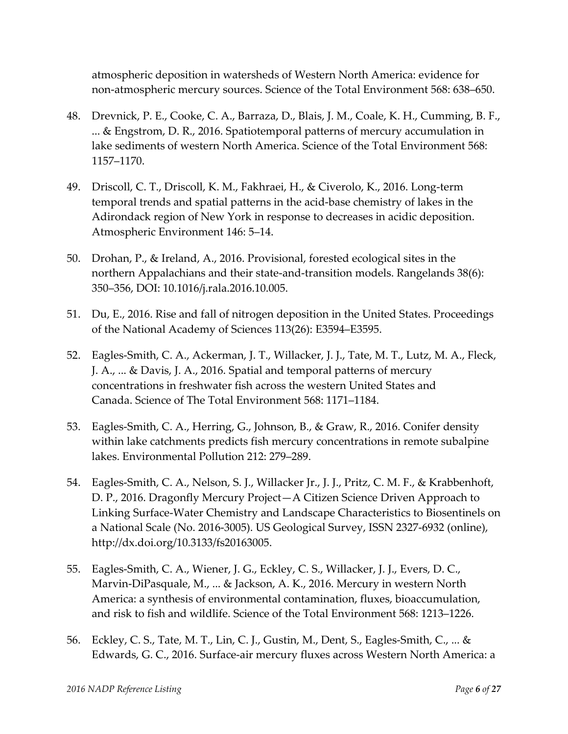atmospheric deposition in watersheds of Western North America: evidence for non-atmospheric mercury sources. Science of the Total Environment 568: 638–650.

48. Drevnick, P. E., Cooke, C. A., Barraza, D., Blais, J. M., Coale, K. H., Cumming, B. F., ... & Engstrom, D. R., 2016. Spatiotemporal patterns of mercury accumulation in lake sediments of western North America. Science of the Total Environment 568: 1157–1170.

49. Driscoll, C. T., Driscoll, K. M., Fakhraei, H., & Civerolo, K., 2016. Long-term temporal trends and spatial patterns in the acid-base chemistry of lakes in the Adirondack region of New York in response to decreases in acidic deposition. Atmospheric Environment 146: 5–14.

50. Drohan, P., & Ireland, A., 2016. Provisional, forested ecological sites in the northern Appalachians and their state-and-transition models. Rangelands 38(6): 350–356, DOI: 10.1016/j.rala.2016.10.005.

51. Du, E., 2016. Rise and fall of nitrogen deposition in the United States. Proceedings of the National Academy of Sciences 113(26): E3594–E3595.

52. Eagles-Smith, C. A., Ackerman, J. T., Willacker, J. J., Tate, M. T., Lutz, M. A., Fleck, J. A., ... & Davis, J. A., 2016. Spatial and temporal patterns of mercury concentrations in freshwater fish across the western United States and Canada. Science of The Total Environment 568: 1171–1184.

53. Eagles-Smith, C. A., Herring, G., Johnson, B., & Graw, R., 2016. Conifer density within lake catchments predicts fish mercury concentrations in remote subalpine lakes. Environmental Pollution 212: 279–289.

54. Eagles-Smith, C. A., Nelson, S. J., Willacker Jr., J. J., Pritz, C. M. F., & Krabbenhoft, D. P., 2016. Dragonfly Mercury Project—A Citizen Science Driven Approach to Linking Surface-Water Chemistry and Landscape Characteristics to Biosentinels on a National Scale (No. 2016-3005). US Geological Survey, ISSN 2327-6932 (online), http://dx.doi.org/10.3133/fs20163005.

55. Eagles-Smith, C. A., Wiener, J. G., Eckley, C. S., Willacker, J. J., Evers, D. C., Marvin-DiPasquale, M., ... & Jackson, A. K., 2016. Mercury in western North America: a synthesis of environmental contamination, fluxes, bioaccumulation, and risk to fish and wildlife. Science of the Total Environment 568: 1213–1226.

56. Eckley, C. S., Tate, M. T., Lin, C. J., Gustin, M., Dent, S., Eagles-Smith, C., ... & Edwards, G. C., 2016. Surface-air mercury fluxes across Western North America: a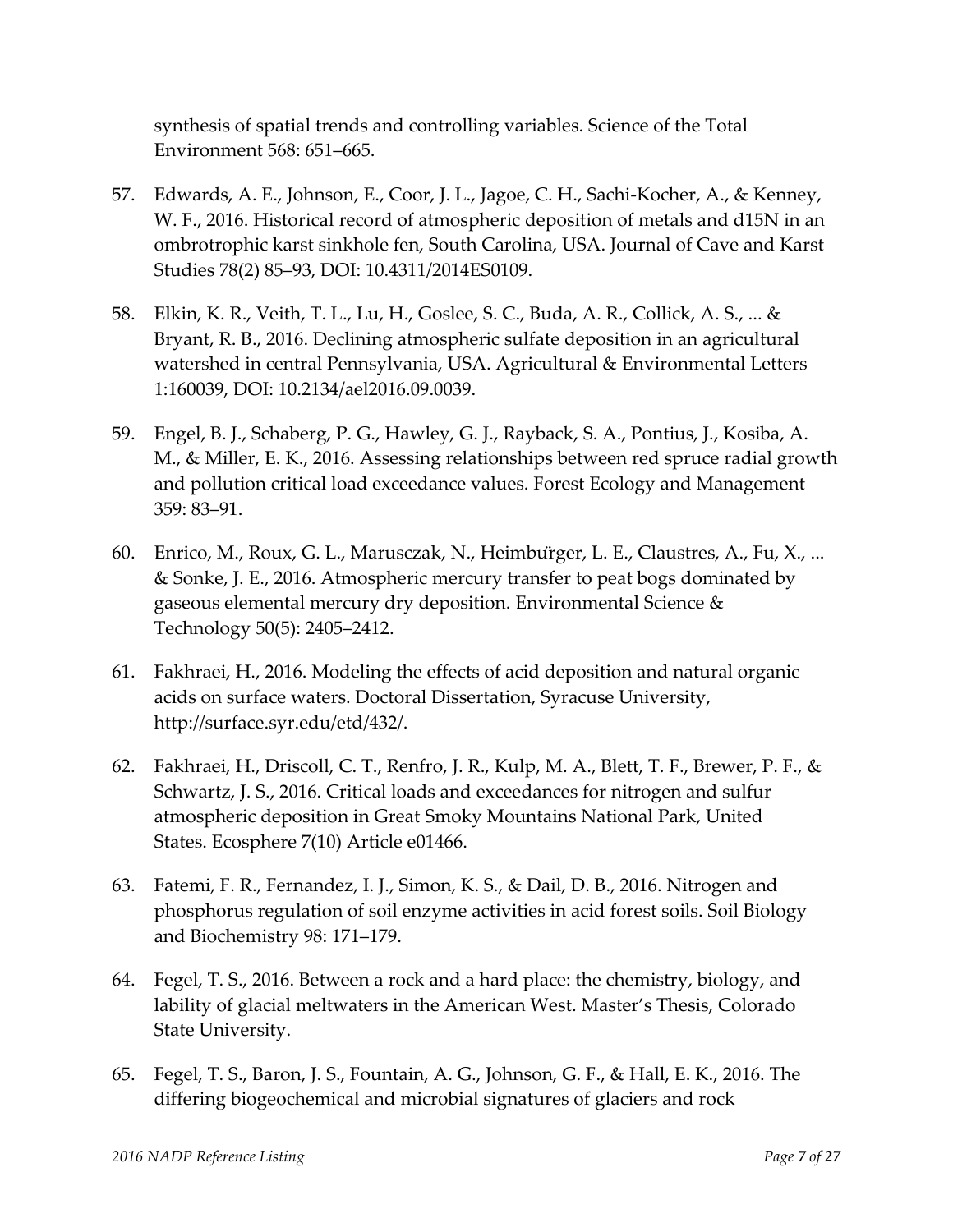synthesis of spatial trends and controlling variables. Science of the Total Environment 568: 651–665.

57. Edwards, A. E., Johnson, E., Coor, J. L., Jagoe, C. H., Sachi-Kocher, A., & Kenney, W. F., 2016. Historical record of atmospheric deposition of metals and d15N in an ombrotrophic karst sinkhole fen, South Carolina, USA. Journal of Cave and Karst Studies 78(2) 85–93, DOI: 10.4311/2014ES0109.

58. Elkin, K. R., Veith, T. L., Lu, H., Goslee, S. C., Buda, A. R., Collick, A. S., ... & Bryant, R. B., 2016. Declining atmospheric sulfate deposition in an agricultural watershed in central Pennsylvania, USA. Agricultural & Environmental Letters 1:160039, DOI: 10.2134/ael2016.09.0039.

59. Engel, B. J., Schaberg, P. G., Hawley, G. J., Rayback, S. A., Pontius, J., Kosiba, A. M., & Miller, E. K., 2016. Assessing relationships between red spruce radial growth and pollution critical load exceedance values. Forest Ecology and Management 359: 83–91.

60. Enrico, M., Roux, G. L., Marusczak, N., Heimbürger, L. E., Claustres, A., Fu, X., ... & Sonke, J. E., 2016. Atmospheric mercury transfer to peat bogs dominated by gaseous elemental mercury dry deposition. Environmental Science & Technology 50(5): 2405–2412.

61. Fakhraei, H., 2016. Modeling the effects of acid deposition and natural organic acids on surface waters. Doctoral Dissertation, Syracuse University, http://surface.syr.edu/etd/432/.

62. Fakhraei, H., Driscoll, C. T., Renfro, J. R., Kulp, M. A., Blett, T. F., Brewer, P. F., & Schwartz, J. S., 2016. Critical loads and exceedances for nitrogen and sulfur atmospheric deposition in Great Smoky Mountains National Park, United States. Ecosphere 7(10) Article e01466.

63. Fatemi, F. R., Fernandez, I. J., Simon, K. S., & Dail, D. B., 2016. Nitrogen and phosphorus regulation of soil enzyme activities in acid forest soils. Soil Biology and Biochemistry 98: 171–179.

64. Fegel, T. S., 2016. Between a rock and a hard place: the chemistry, biology, and lability of glacial meltwaters in the American West. Master's Thesis, Colorado State University.

65. Fegel, T. S., Baron, J. S., Fountain, A. G., Johnson, G. F., & Hall, E. K., 2016. The differing biogeochemical and microbial signatures of glaciers and rock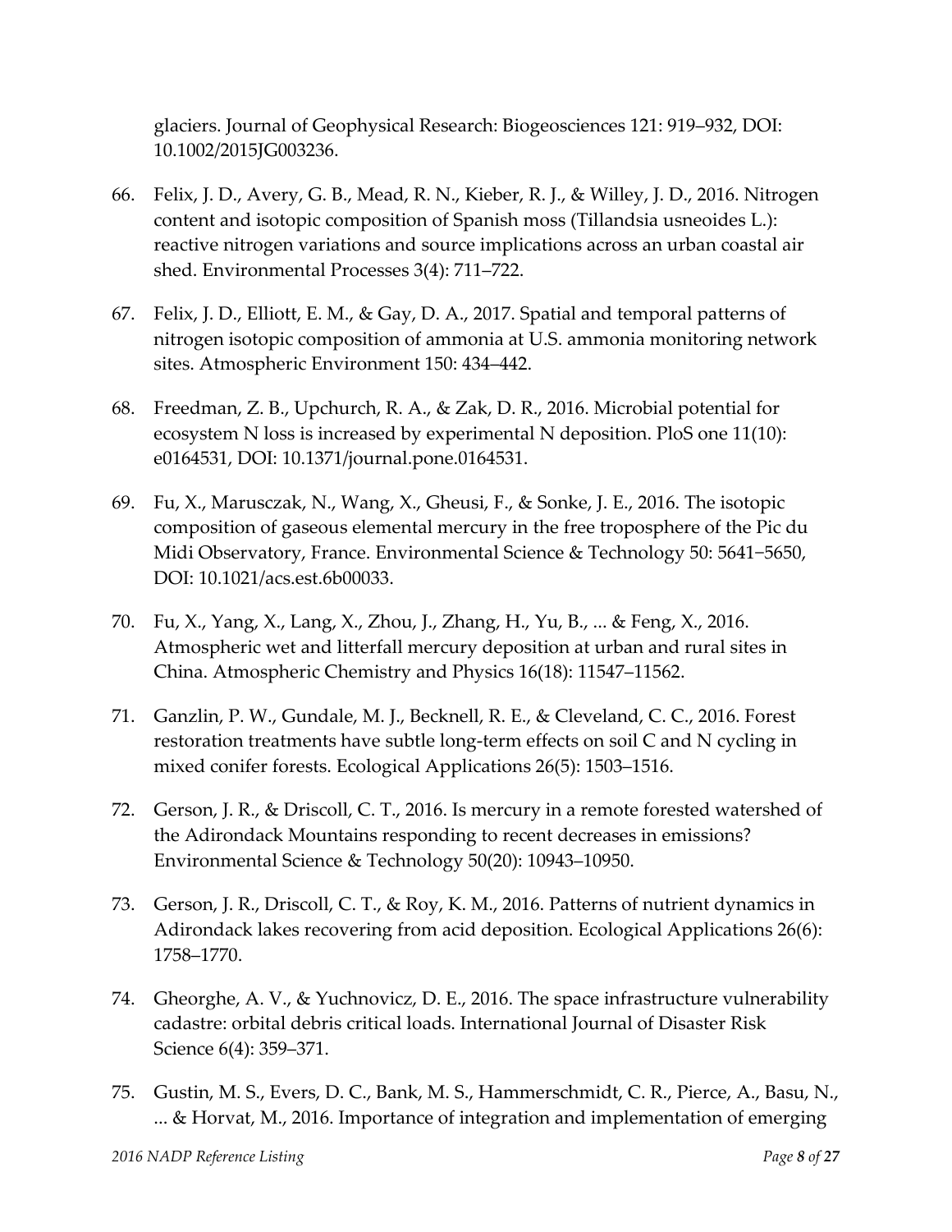glaciers. Journal of Geophysical Research: Biogeosciences 121: 919–932, DOI: 10.1002/2015JG003236.

66. Felix, J. D., Avery, G. B., Mead, R. N., Kieber, R. J., & Willey, J. D., 2016. Nitrogen content and isotopic composition of Spanish moss (Tillandsia usneoides L.): reactive nitrogen variations and source implications across an urban coastal air shed. Environmental Processes 3(4): 711–722.

67. Felix, J. D., Elliott, E. M., & Gay, D. A., 2017. Spatial and temporal patterns of nitrogen isotopic composition of ammonia at U.S. ammonia monitoring network sites. Atmospheric Environment 150: 434–442.

68. Freedman, Z. B., Upchurch, R. A., & Zak, D. R., 2016. Microbial potential for ecosystem N loss is increased by experimental N deposition. PloS one 11(10): e0164531, DOI: 10.1371/journal.pone.0164531.

69. Fu, X., Marusczak, N., Wang, X., Gheusi, F., & Sonke, J. E., 2016. The isotopic composition of gaseous elemental mercury in the free troposphere of the Pic du Midi Observatory, France. Environmental Science & Technology 50: 5641−5650, DOI: 10.1021/acs.est.6b00033.

70. Fu, X., Yang, X., Lang, X., Zhou, J., Zhang, H., Yu, B., ... & Feng, X., 2016. Atmospheric wet and litterfall mercury deposition at urban and rural sites in China. Atmospheric Chemistry and Physics 16(18): 11547–11562.

71. Ganzlin, P. W., Gundale, M. J., Becknell, R. E., & Cleveland, C. C., 2016. Forest restoration treatments have subtle long-term effects on soil C and N cycling in mixed conifer forests. Ecological Applications 26(5): 1503–1516.

72. Gerson, J. R., & Driscoll, C. T., 2016. Is mercury in a remote forested watershed of the Adirondack Mountains responding to recent decreases in emissions? Environmental Science & Technology 50(20): 10943–10950.

73. Gerson, J. R., Driscoll, C. T., & Roy, K. M., 2016. Patterns of nutrient dynamics in Adirondack lakes recovering from acid deposition. Ecological Applications 26(6): 1758–1770.

74. Gheorghe, A. V., & Yuchnovicz, D. E., 2016. The space infrastructure vulnerability cadastre: orbital debris critical loads. International Journal of Disaster Risk Science 6(4): 359–371.

75. Gustin, M. S., Evers, D. C., Bank, M. S., Hammerschmidt, C. R., Pierce, A., Basu, N., ... & Horvat, M., 2016. Importance of integration and implementation of emerging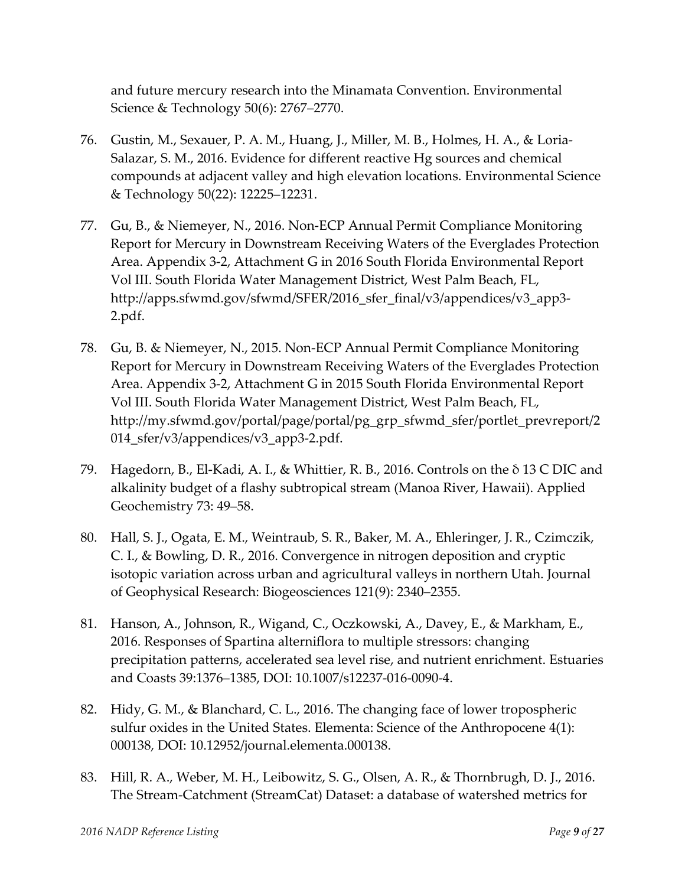and future mercury research into the Minamata Convention. Environmental Science & Technology 50(6): 2767–2770.

76. Gustin, M., Sexauer, P. A. M., Huang, J., Miller, M. B., Holmes, H. A., & Loria-Salazar, S. M., 2016. Evidence for different reactive Hg sources and chemical compounds at adjacent valley and high elevation locations. Environmental Science & Technology 50(22): 12225–12231.

77. Gu, B., & Niemeyer, N., 2016. Non-ECP Annual Permit Compliance Monitoring Report for Mercury in Downstream Receiving Waters of the Everglades Protection Area. Appendix 3-2, Attachment G in 2016 South Florida Environmental Report Vol III. South Florida Water Management District, West Palm Beach, FL, http://apps.sfwmd.gov/sfwmd/SFER/2016_sfer_final/v3/appendices/v3_app3-2.pdf.

78. Gu, B. & Niemeyer, N., 2015. Non-ECP Annual Permit Compliance Monitoring Report for Mercury in Downstream Receiving Waters of the Everglades Protection Area. Appendix 3-2, Attachment G in 2015 South Florida Environmental Report Vol III. South Florida Water Management District, West Palm Beach, FL, http://my.sfwmd.gov/portal/page/portal/pg_grp_sfwmd_sfer/portlet_prevreport/2014_sfer/v3/appendices/v3_app3-2.pdf.

79. Hagedorn, B., El-Kadi, A. I., & Whittier, R. B., 2016. Controls on the δ 13 C DIC and alkalinity budget of a flashy subtropical stream (Manoa River, Hawaii). Applied Geochemistry 73: 49–58.

80. Hall, S. J., Ogata, E. M., Weintraub, S. R., Baker, M. A., Ehleringer, J. R., Czimczik, C. I., & Bowling, D. R., 2016. Convergence in nitrogen deposition and cryptic isotopic variation across urban and agricultural valleys in northern Utah. Journal of Geophysical Research: Biogeosciences 121(9): 2340–2355.

81. Hanson, A., Johnson, R., Wigand, C., Oczkowski, A., Davey, E., & Markham, E., 2016. Responses of Spartina alterniflora to multiple stressors: changing precipitation patterns, accelerated sea level rise, and nutrient enrichment. Estuaries and Coasts 39:1376–1385, DOI: 10.1007/s12237-016-0090-4.

82. Hidy, G. M., & Blanchard, C. L., 2016. The changing face of lower tropospheric sulfur oxides in the United States. Elementa: Science of the Anthropocene 4(1): 000138, DOI: 10.12952/journal.elementa.000138.

83. Hill, R. A., Weber, M. H., Leibowitz, S. G., Olsen, A. R., & Thornbrugh, D. J., 2016. The Stream-Catchment (StreamCat) Dataset: a database of watershed metrics for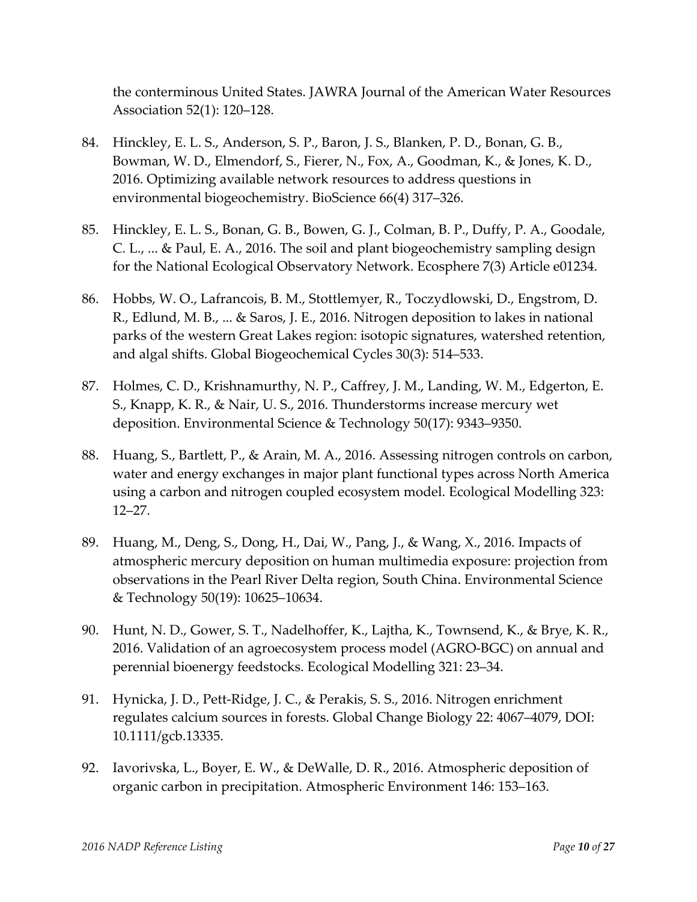the conterminous United States. JAWRA Journal of the American Water Resources Association 52(1): 120–128.

84. Hinckley, E. L. S., Anderson, S. P., Baron, J. S., Blanken, P. D., Bonan, G. B., Bowman, W. D., Elmendorf, S., Fierer, N., Fox, A., Goodman, K., & Jones, K. D., 2016. Optimizing available network resources to address questions in environmental biogeochemistry. BioScience 66(4) 317–326.

85. Hinckley, E. L. S., Bonan, G. B., Bowen, G. J., Colman, B. P., Duffy, P. A., Goodale, C. L., ... & Paul, E. A., 2016. The soil and plant biogeochemistry sampling design for the National Ecological Observatory Network. Ecosphere 7(3) Article e01234.

86. Hobbs, W. O., Lafrancois, B. M., Stottlemyer, R., Toczydlowski, D., Engstrom, D. R., Edlund, M. B., ... & Saros, J. E., 2016. Nitrogen deposition to lakes in national parks of the western Great Lakes region: isotopic signatures, watershed retention, and algal shifts. Global Biogeochemical Cycles 30(3): 514–533.

87. Holmes, C. D., Krishnamurthy, N. P., Caffrey, J. M., Landing, W. M., Edgerton, E. S., Knapp, K. R., & Nair, U. S., 2016. Thunderstorms increase mercury wet deposition. Environmental Science & Technology 50(17): 9343–9350.

88. Huang, S., Bartlett, P., & Arain, M. A., 2016. Assessing nitrogen controls on carbon, water and energy exchanges in major plant functional types across North America using a carbon and nitrogen coupled ecosystem model. Ecological Modelling 323: 12–27.

89. Huang, M., Deng, S., Dong, H., Dai, W., Pang, J., & Wang, X., 2016. Impacts of atmospheric mercury deposition on human multimedia exposure: projection from observations in the Pearl River Delta region, South China. Environmental Science & Technology 50(19): 10625–10634.

90. Hunt, N. D., Gower, S. T., Nadelhoffer, K., Lajtha, K., Townsend, K., & Brye, K. R., 2016. Validation of an agroecosystem process model (AGRO-BGC) on annual and perennial bioenergy feedstocks. Ecological Modelling 321: 23–34.

91. Hynicka, J. D., Pett-Ridge, J. C., & Perakis, S. S., 2016. Nitrogen enrichment regulates calcium sources in forests. Global Change Biology 22: 4067–4079, DOI: 10.1111/gcb.13335.

92. Iavorivska, L., Boyer, E. W., & DeWalle, D. R., 2016. Atmospheric deposition of organic carbon in precipitation. Atmospheric Environment 146: 153–163.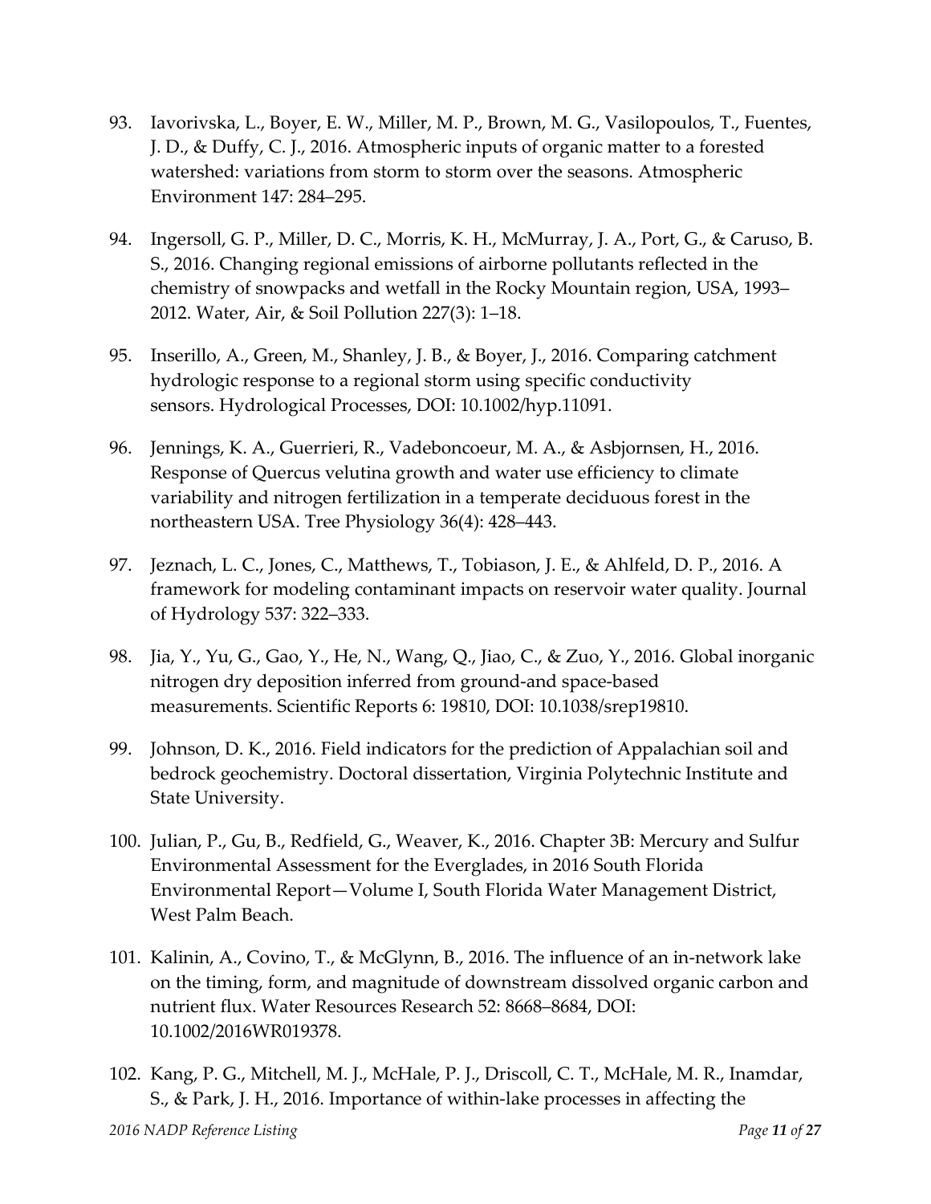93. Iavorivska, L., Boyer, E. W., Miller, M. P., Brown, M. G., Vasilopoulos, T., Fuentes, J. D., & Duffy, C. J., 2016. Atmospheric inputs of organic matter to a forested watershed: variations from storm to storm over the seasons. Atmospheric Environment 147: 284–295.

94. Ingersoll, G. P., Miller, D. C., Morris, K. H., McMurray, J. A., Port, G., & Caruso, B. S., 2016. Changing regional emissions of airborne pollutants reflected in the chemistry of snowpacks and wetfall in the Rocky Mountain region, USA, 1993–2012. Water, Air, & Soil Pollution 227(3): 1–18.

95. Inserillo, A., Green, M., Shanley, J. B., & Boyer, J., 2016. Comparing catchment hydrologic response to a regional storm using specific conductivity sensors. Hydrological Processes, DOI: 10.1002/hyp.11091.

96. Jennings, K. A., Guerrieri, R., Vadeboncoeur, M. A., & Asbjornsen, H., 2016. Response of Quercus velutina growth and water use efficiency to climate variability and nitrogen fertilization in a temperate deciduous forest in the northeastern USA. Tree Physiology 36(4): 428–443.

97. Jeznach, L. C., Jones, C., Matthews, T., Tobiason, J. E., & Ahlfeld, D. P., 2016. A framework for modeling contaminant impacts on reservoir water quality. Journal of Hydrology 537: 322–333.

98. Jia, Y., Yu, G., Gao, Y., He, N., Wang, Q., Jiao, C., & Zuo, Y., 2016. Global inorganic nitrogen dry deposition inferred from ground-and space-based measurements. Scientific Reports 6: 19810, DOI: 10.1038/srep19810.

99. Johnson, D. K., 2016. Field indicators for the prediction of Appalachian soil and bedrock geochemistry. Doctoral dissertation, Virginia Polytechnic Institute and State University.

100. Julian, P., Gu, B., Redfield, G., Weaver, K., 2016. Chapter 3B: Mercury and Sulfur Environmental Assessment for the Everglades, in 2016 South Florida Environmental Report—Volume I, South Florida Water Management District, West Palm Beach.

101. Kalinin, A., Covino, T., & McGlynn, B., 2016. The influence of an in-network lake on the timing, form, and magnitude of downstream dissolved organic carbon and nutrient flux. Water Resources Research 52: 8668–8684, DOI: 10.1002/2016WR019378.

102. Kang, P. G., Mitchell, M. J., McHale, P. J., Driscoll, C. T., McHale, M. R., Inamdar, S., & Park, J. H., 2016. Importance of within-lake processes in affecting the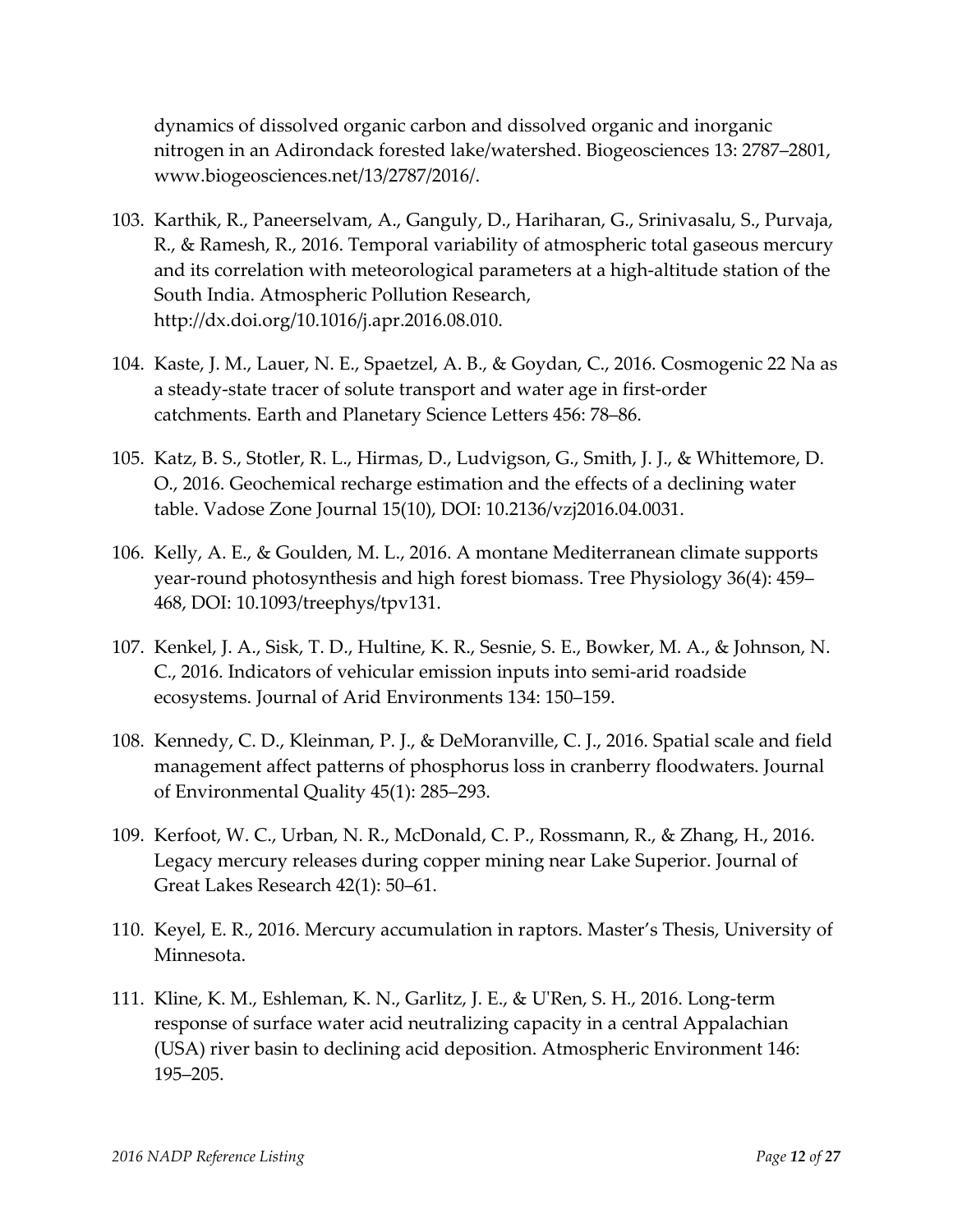dynamics of dissolved organic carbon and dissolved organic and inorganic nitrogen in an Adirondack forested lake/watershed. Biogeosciences 13: 2787–2801, www.biogeosciences.net/13/2787/2016/.

103. Karthik, R., Paneerselvam, A., Ganguly, D., Hariharan, G., Srinivasalu, S., Purvaja, R., & Ramesh, R., 2016. Temporal variability of atmospheric total gaseous mercury and its correlation with meteorological parameters at a high-altitude station of the South India. Atmospheric Pollution Research, http://dx.doi.org/10.1016/j.apr.2016.08.010.

104. Kaste, J. M., Lauer, N. E., Spaetzel, A. B., & Goydan, C., 2016. Cosmogenic 22 Na as a steady-state tracer of solute transport and water age in first-order catchments. Earth and Planetary Science Letters 456: 78–86.

105. Katz, B. S., Stotler, R. L., Hirmas, D., Ludvigson, G., Smith, J. J., & Whittemore, D. O., 2016. Geochemical recharge estimation and the effects of a declining water table. Vadose Zone Journal 15(10), DOI: 10.2136/vzj2016.04.0031.

106. Kelly, A. E., & Goulden, M. L., 2016. A montane Mediterranean climate supports year-round photosynthesis and high forest biomass. Tree Physiology 36(4): 459–468, DOI: 10.1093/treephys/tpv131.

107. Kenkel, J. A., Sisk, T. D., Hultine, K. R., Sesnie, S. E., Bowker, M. A., & Johnson, N. C., 2016. Indicators of vehicular emission inputs into semi-arid roadside ecosystems. Journal of Arid Environments 134: 150–159.

108. Kennedy, C. D., Kleinman, P. J., & DeMoranville, C. J., 2016. Spatial scale and field management affect patterns of phosphorus loss in cranberry floodwaters. Journal of Environmental Quality 45(1): 285–293.

109. Kerfoot, W. C., Urban, N. R., McDonald, C. P., Rossmann, R., & Zhang, H., 2016. Legacy mercury releases during copper mining near Lake Superior. Journal of Great Lakes Research 42(1): 50–61.

110. Keyel, E. R., 2016. Mercury accumulation in raptors. Master's Thesis, University of Minnesota.

111. Kline, K. M., Eshleman, K. N., Garlitz, J. E., & U'Ren, S. H., 2016. Long-term response of surface water acid neutralizing capacity in a central Appalachian (USA) river basin to declining acid deposition. Atmospheric Environment 146: 195–205.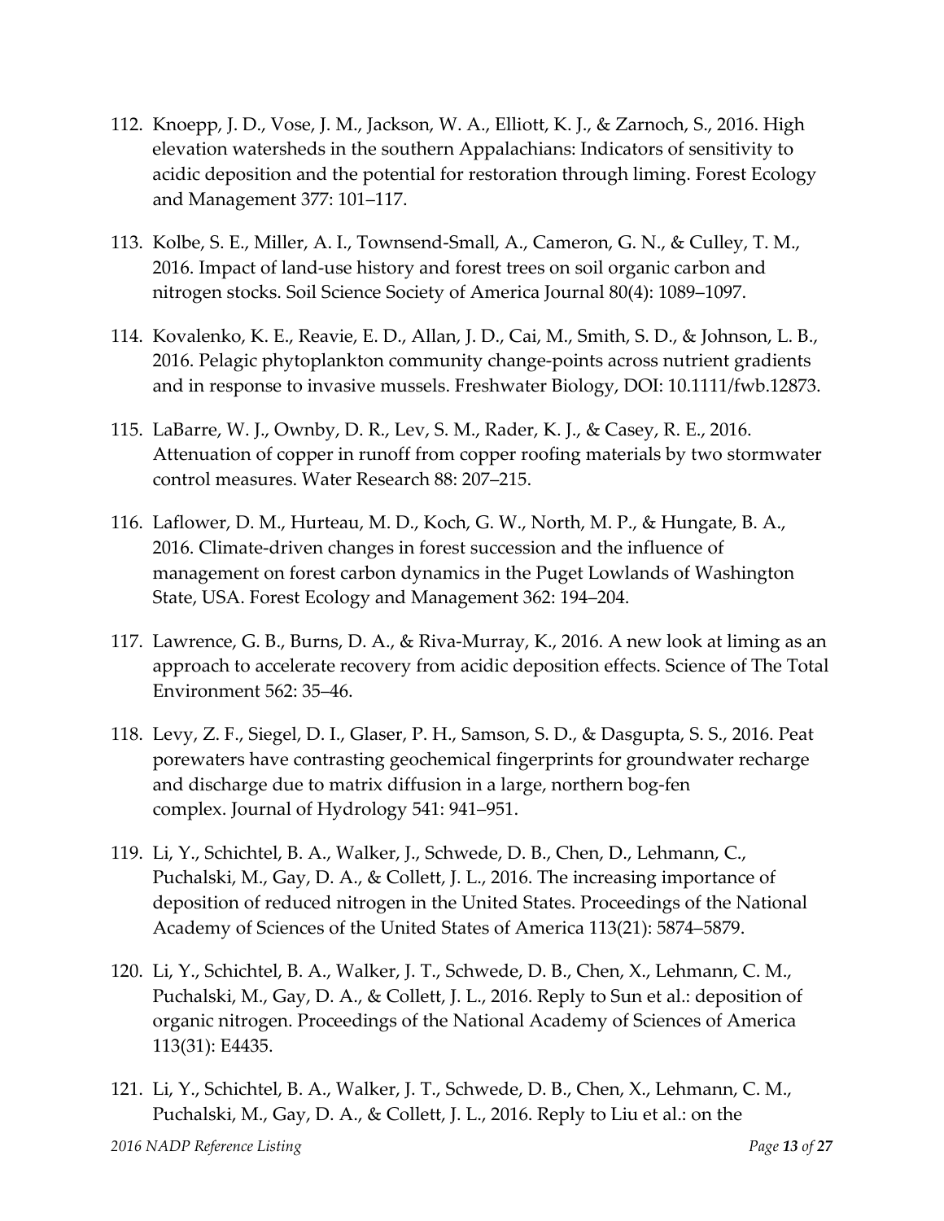112. Knoepp, J. D., Vose, J. M., Jackson, W. A., Elliott, K. J., & Zarnoch, S., 2016. High elevation watersheds in the southern Appalachians: Indicators of sensitivity to acidic deposition and the potential for restoration through liming. Forest Ecology and Management 377: 101–117.

113. Kolbe, S. E., Miller, A. I., Townsend-Small, A., Cameron, G. N., & Culley, T. M., 2016. Impact of land-use history and forest trees on soil organic carbon and nitrogen stocks. Soil Science Society of America Journal 80(4): 1089–1097.

114. Kovalenko, K. E., Reavie, E. D., Allan, J. D., Cai, M., Smith, S. D., & Johnson, L. B., 2016. Pelagic phytoplankton community change-points across nutrient gradients and in response to invasive mussels. Freshwater Biology, DOI: 10.1111/fwb.12873.

115. LaBarre, W. J., Ownby, D. R., Lev, S. M., Rader, K. J., & Casey, R. E., 2016. Attenuation of copper in runoff from copper roofing materials by two stormwater control measures. Water Research 88: 207–215.

116. Laflower, D. M., Hurteau, M. D., Koch, G. W., North, M. P., & Hungate, B. A., 2016. Climate-driven changes in forest succession and the influence of management on forest carbon dynamics in the Puget Lowlands of Washington State, USA. Forest Ecology and Management 362: 194–204.

117. Lawrence, G. B., Burns, D. A., & Riva-Murray, K., 2016. A new look at liming as an approach to accelerate recovery from acidic deposition effects. Science of The Total Environment 562: 35–46.

118. Levy, Z. F., Siegel, D. I., Glaser, P. H., Samson, S. D., & Dasgupta, S. S., 2016. Peat porewaters have contrasting geochemical fingerprints for groundwater recharge and discharge due to matrix diffusion in a large, northern bog-fen complex. Journal of Hydrology 541: 941–951.

119. Li, Y., Schichtel, B. A., Walker, J., Schwede, D. B., Chen, D., Lehmann, C., Puchalski, M., Gay, D. A., & Collett, J. L., 2016. The increasing importance of deposition of reduced nitrogen in the United States. Proceedings of the National Academy of Sciences of the United States of America 113(21): 5874–5879.

120. Li, Y., Schichtel, B. A., Walker, J. T., Schwede, D. B., Chen, X., Lehmann, C. M., Puchalski, M., Gay, D. A., & Collett, J. L., 2016. Reply to Sun et al.: deposition of organic nitrogen. Proceedings of the National Academy of Sciences of America 113(31): E4435.

121. Li, Y., Schichtel, B. A., Walker, J. T., Schwede, D. B., Chen, X., Lehmann, C. M., Puchalski, M., Gay, D. A., & Collett, J. L., 2016. Reply to Liu et al.: on the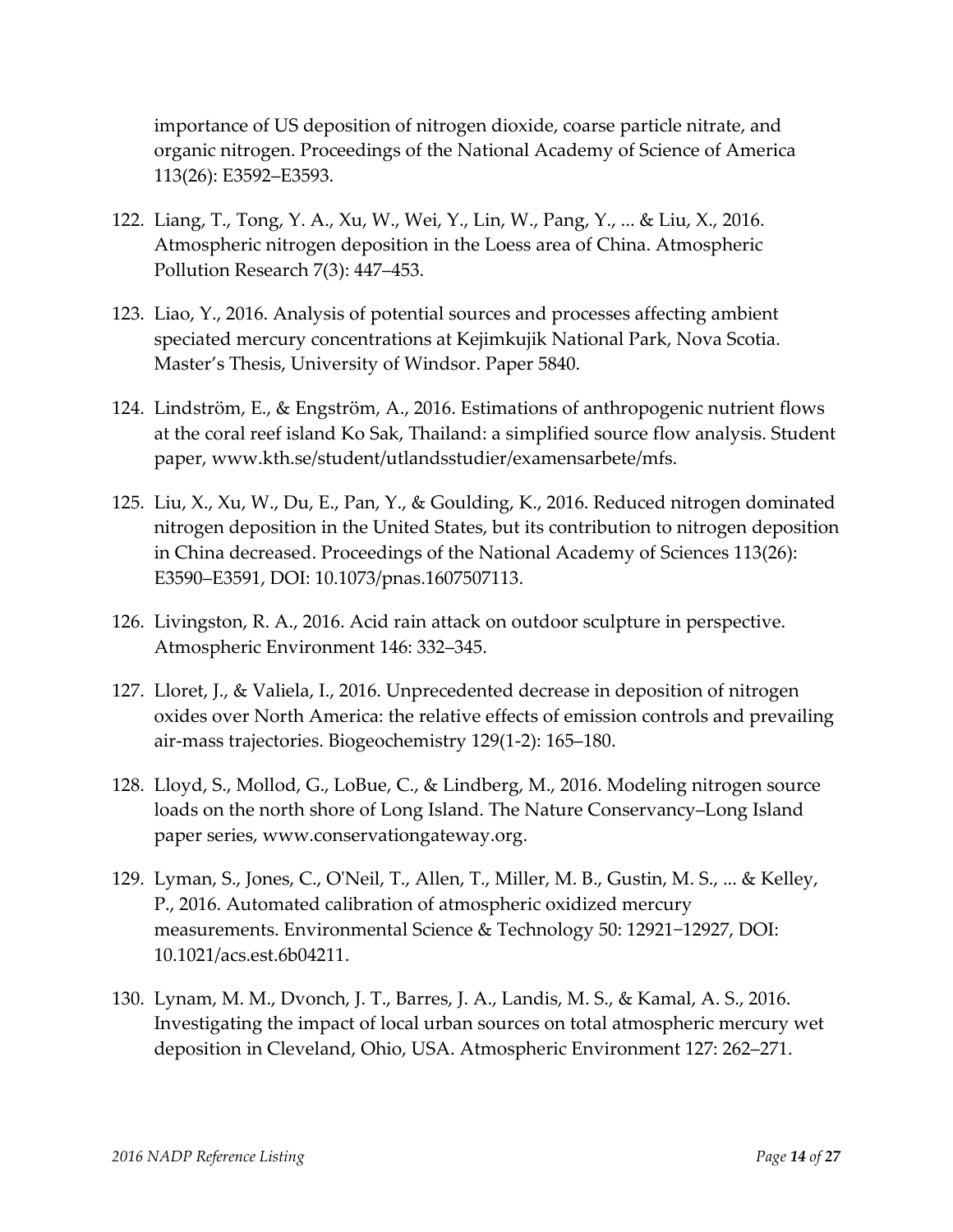importance of US deposition of nitrogen dioxide, coarse particle nitrate, and organic nitrogen. Proceedings of the National Academy of Science of America 113(26): E3592–E3593.

122. Liang, T., Tong, Y. A., Xu, W., Wei, Y., Lin, W., Pang, Y., ... & Liu, X., 2016. Atmospheric nitrogen deposition in the Loess area of China. Atmospheric Pollution Research 7(3): 447–453.

123. Liao, Y., 2016. Analysis of potential sources and processes affecting ambient speciated mercury concentrations at Kejimkujik National Park, Nova Scotia. Master's Thesis, University of Windsor. Paper 5840.

124. Lindström, E., & Engström, A., 2016. Estimations of anthropogenic nutrient flows at the coral reef island Ko Sak, Thailand: a simplified source flow analysis. Student paper, www.kth.se/student/utlandsstudier/examensarbete/mfs.

125. Liu, X., Xu, W., Du, E., Pan, Y., & Goulding, K., 2016. Reduced nitrogen dominated nitrogen deposition in the United States, but its contribution to nitrogen deposition in China decreased. Proceedings of the National Academy of Sciences 113(26): E3590–E3591, DOI: 10.1073/pnas.1607507113.

126. Livingston, R. A., 2016. Acid rain attack on outdoor sculpture in perspective. Atmospheric Environment 146: 332–345.

127. Lloret, J., & Valiela, I., 2016. Unprecedented decrease in deposition of nitrogen oxides over North America: the relative effects of emission controls and prevailing air-mass trajectories. Biogeochemistry 129(1-2): 165–180.

128. Lloyd, S., Mollod, G., LoBue, C., & Lindberg, M., 2016. Modeling nitrogen source loads on the north shore of Long Island. The Nature Conservancy–Long Island paper series, www.conservationgateway.org.

129. Lyman, S., Jones, C., O'Neil, T., Allen, T., Miller, M. B., Gustin, M. S., ... & Kelley, P., 2016. Automated calibration of atmospheric oxidized mercury measurements. Environmental Science & Technology 50: 12921−12927, DOI: 10.1021/acs.est.6b04211.

130. Lynam, M. M., Dvonch, J. T., Barres, J. A., Landis, M. S., & Kamal, A. S., 2016. Investigating the impact of local urban sources on total atmospheric mercury wet deposition in Cleveland, Ohio, USA. Atmospheric Environment 127: 262–271.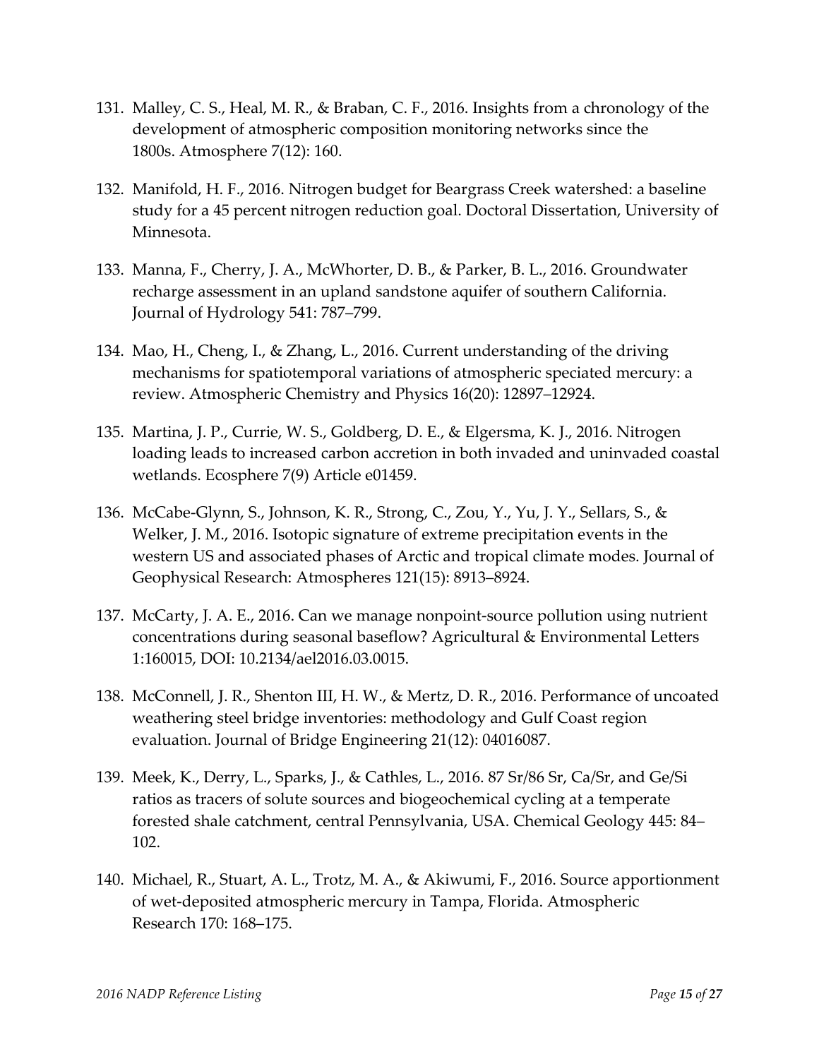131. Malley, C. S., Heal, M. R., & Braban, C. F., 2016. Insights from a chronology of the development of atmospheric composition monitoring networks since the 1800s. Atmosphere 7(12): 160.

132. Manifold, H. F., 2016. Nitrogen budget for Beargrass Creek watershed: a baseline study for a 45 percent nitrogen reduction goal. Doctoral Dissertation, University of Minnesota.

133. Manna, F., Cherry, J. A., McWhorter, D. B., & Parker, B. L., 2016. Groundwater recharge assessment in an upland sandstone aquifer of southern California. Journal of Hydrology 541: 787–799.

134. Mao, H., Cheng, I., & Zhang, L., 2016. Current understanding of the driving mechanisms for spatiotemporal variations of atmospheric speciated mercury: a review. Atmospheric Chemistry and Physics 16(20): 12897–12924.

135. Martina, J. P., Currie, W. S., Goldberg, D. E., & Elgersma, K. J., 2016. Nitrogen loading leads to increased carbon accretion in both invaded and uninvaded coastal wetlands. Ecosphere 7(9) Article e01459.

136. McCabe-Glynn, S., Johnson, K. R., Strong, C., Zou, Y., Yu, J. Y., Sellars, S., & Welker, J. M., 2016. Isotopic signature of extreme precipitation events in the western US and associated phases of Arctic and tropical climate modes. Journal of Geophysical Research: Atmospheres 121(15): 8913–8924.

137. McCarty, J. A. E., 2016. Can we manage nonpoint-source pollution using nutrient concentrations during seasonal baseflow? Agricultural & Environmental Letters 1:160015, DOI: 10.2134/ael2016.03.0015.

138. McConnell, J. R., Shenton III, H. W., & Mertz, D. R., 2016. Performance of uncoated weathering steel bridge inventories: methodology and Gulf Coast region evaluation. Journal of Bridge Engineering 21(12): 04016087.

139. Meek, K., Derry, L., Sparks, J., & Cathles, L., 2016. 87 Sr/86 Sr, Ca/Sr, and Ge/Si ratios as tracers of solute sources and biogeochemical cycling at a temperate forested shale catchment, central Pennsylvania, USA. Chemical Geology 445: 84–102.

140. Michael, R., Stuart, A. L., Trotz, M. A., & Akiwumi, F., 2016. Source apportionment of wet-deposited atmospheric mercury in Tampa, Florida. Atmospheric Research 170: 168–175.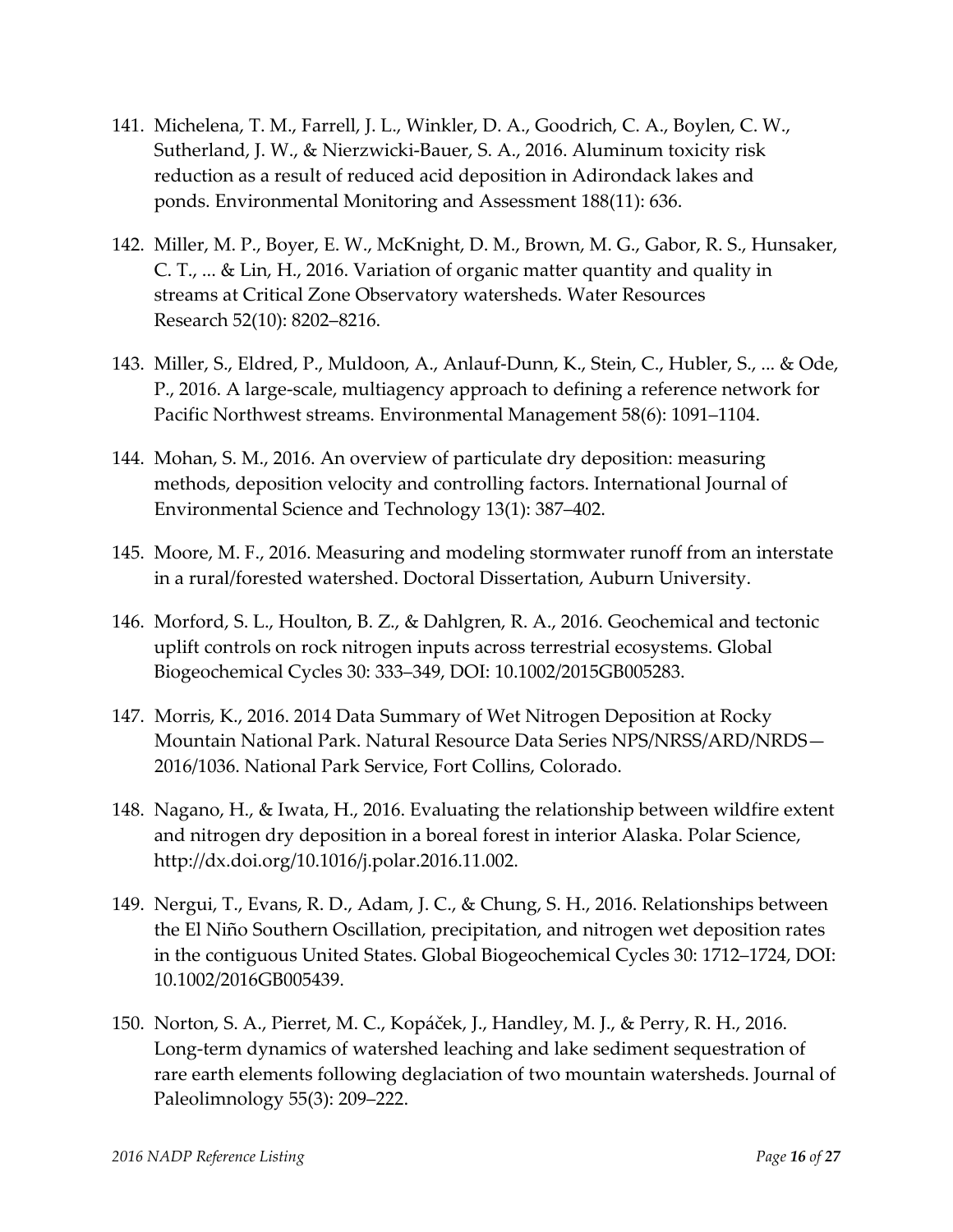141. Michelena, T. M., Farrell, J. L., Winkler, D. A., Goodrich, C. A., Boylen, C. W., Sutherland, J. W., & Nierzwicki-Bauer, S. A., 2016. Aluminum toxicity risk reduction as a result of reduced acid deposition in Adirondack lakes and ponds. Environmental Monitoring and Assessment 188(11): 636.

142. Miller, M. P., Boyer, E. W., McKnight, D. M., Brown, M. G., Gabor, R. S., Hunsaker, C. T., ... & Lin, H., 2016. Variation of organic matter quantity and quality in streams at Critical Zone Observatory watersheds. Water Resources Research 52(10): 8202–8216.

143. Miller, S., Eldred, P., Muldoon, A., Anlauf-Dunn, K., Stein, C., Hubler, S., ... & Ode, P., 2016. A large-scale, multiagency approach to defining a reference network for Pacific Northwest streams. Environmental Management 58(6): 1091–1104.

144. Mohan, S. M., 2016. An overview of particulate dry deposition: measuring methods, deposition velocity and controlling factors. International Journal of Environmental Science and Technology 13(1): 387–402.

145. Moore, M. F., 2016. Measuring and modeling stormwater runoff from an interstate in a rural/forested watershed. Doctoral Dissertation, Auburn University.

146. Morford, S. L., Houlton, B. Z., & Dahlgren, R. A., 2016. Geochemical and tectonic uplift controls on rock nitrogen inputs across terrestrial ecosystems. Global Biogeochemical Cycles 30: 333–349, DOI: 10.1002/2015GB005283.

147. Morris, K., 2016. 2014 Data Summary of Wet Nitrogen Deposition at Rocky Mountain National Park. Natural Resource Data Series NPS/NRSS/ARD/NRDS—2016/1036. National Park Service, Fort Collins, Colorado.

148. Nagano, H., & Iwata, H., 2016. Evaluating the relationship between wildfire extent and nitrogen dry deposition in a boreal forest in interior Alaska. Polar Science, http://dx.doi.org/10.1016/j.polar.2016.11.002.

149. Nergui, T., Evans, R. D., Adam, J. C., & Chung, S. H., 2016. Relationships between the El Niño Southern Oscillation, precipitation, and nitrogen wet deposition rates in the contiguous United States. Global Biogeochemical Cycles 30: 1712–1724, DOI: 10.1002/2016GB005439.

150. Norton, S. A., Pierret, M. C., Kopáček, J., Handley, M. J., & Perry, R. H., 2016. Long-term dynamics of watershed leaching and lake sediment sequestration of rare earth elements following deglaciation of two mountain watersheds. Journal of Paleolimnology 55(3): 209–222.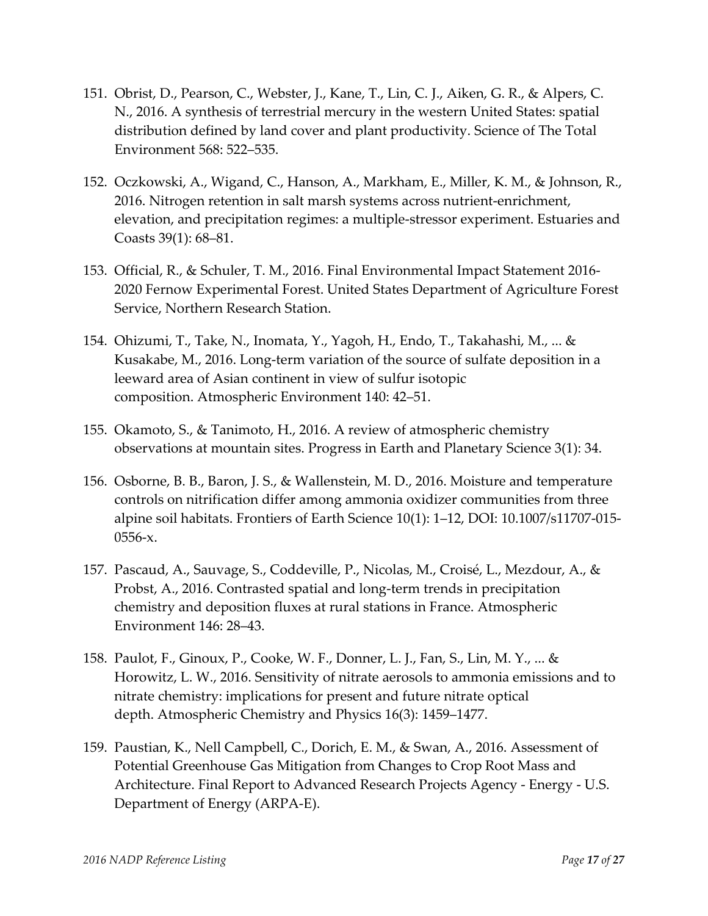151. Obrist, D., Pearson, C., Webster, J., Kane, T., Lin, C. J., Aiken, G. R., & Alpers, C. N., 2016. A synthesis of terrestrial mercury in the western United States: spatial distribution defined by land cover and plant productivity. Science of The Total Environment 568: 522–535.

152. Oczkowski, A., Wigand, C., Hanson, A., Markham, E., Miller, K. M., & Johnson, R., 2016. Nitrogen retention in salt marsh systems across nutrient-enrichment, elevation, and precipitation regimes: a multiple-stressor experiment. Estuaries and Coasts 39(1): 68–81.

153. Official, R., & Schuler, T. M., 2016. Final Environmental Impact Statement 2016-2020 Fernow Experimental Forest. United States Department of Agriculture Forest Service, Northern Research Station.

154. Ohizumi, T., Take, N., Inomata, Y., Yagoh, H., Endo, T., Takahashi, M., ... & Kusakabe, M., 2016. Long-term variation of the source of sulfate deposition in a leeward area of Asian continent in view of sulfur isotopic composition. Atmospheric Environment 140: 42–51.

155. Okamoto, S., & Tanimoto, H., 2016. A review of atmospheric chemistry observations at mountain sites. Progress in Earth and Planetary Science 3(1): 34.

156. Osborne, B. B., Baron, J. S., & Wallenstein, M. D., 2016. Moisture and temperature controls on nitrification differ among ammonia oxidizer communities from three alpine soil habitats. Frontiers of Earth Science 10(1): 1–12, DOI: 10.1007/s11707-015-0556-x.

157. Pascaud, A., Sauvage, S., Coddeville, P., Nicolas, M., Croisé, L., Mezdour, A., & Probst, A., 2016. Contrasted spatial and long-term trends in precipitation chemistry and deposition fluxes at rural stations in France. Atmospheric Environment 146: 28–43.

158. Paulot, F., Ginoux, P., Cooke, W. F., Donner, L. J., Fan, S., Lin, M. Y., ... & Horowitz, L. W., 2016. Sensitivity of nitrate aerosols to ammonia emissions and to nitrate chemistry: implications for present and future nitrate optical depth. Atmospheric Chemistry and Physics 16(3): 1459–1477.

159. Paustian, K., Nell Campbell, C., Dorich, E. M., & Swan, A., 2016. Assessment of Potential Greenhouse Gas Mitigation from Changes to Crop Root Mass and Architecture. Final Report to Advanced Research Projects Agency - Energy - U.S. Department of Energy (ARPA-E).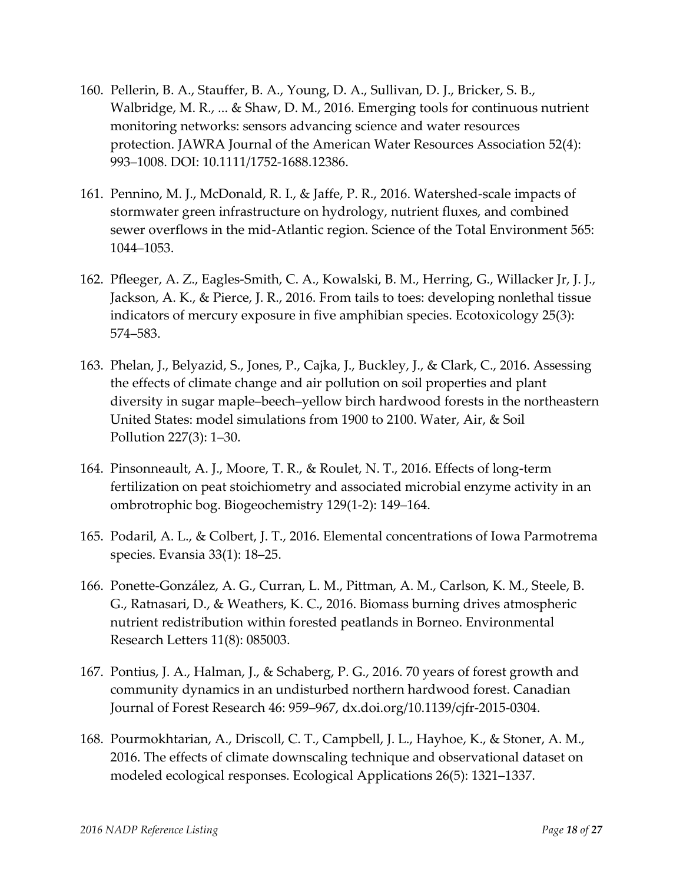160. Pellerin, B. A., Stauffer, B. A., Young, D. A., Sullivan, D. J., Bricker, S. B., Walbridge, M. R., ... & Shaw, D. M., 2016. Emerging tools for continuous nutrient monitoring networks: sensors advancing science and water resources protection. JAWRA Journal of the American Water Resources Association 52(4): 993–1008. DOI: 10.1111/1752-1688.12386.

161. Pennino, M. J., McDonald, R. I., & Jaffe, P. R., 2016. Watershed-scale impacts of stormwater green infrastructure on hydrology, nutrient fluxes, and combined sewer overflows in the mid-Atlantic region. Science of the Total Environment 565: 1044–1053.

162. Pfleeger, A. Z., Eagles-Smith, C. A., Kowalski, B. M., Herring, G., Willacker Jr, J. J., Jackson, A. K., & Pierce, J. R., 2016. From tails to toes: developing nonlethal tissue indicators of mercury exposure in five amphibian species. Ecotoxicology 25(3): 574–583.

163. Phelan, J., Belyazid, S., Jones, P., Cajka, J., Buckley, J., & Clark, C., 2016. Assessing the effects of climate change and air pollution on soil properties and plant diversity in sugar maple–beech–yellow birch hardwood forests in the northeastern United States: model simulations from 1900 to 2100. Water, Air, & Soil Pollution 227(3): 1–30.

164. Pinsonneault, A. J., Moore, T. R., & Roulet, N. T., 2016. Effects of long-term fertilization on peat stoichiometry and associated microbial enzyme activity in an ombrotrophic bog. Biogeochemistry 129(1-2): 149–164.

165. Podaril, A. L., & Colbert, J. T., 2016. Elemental concentrations of Iowa Parmotrema species. Evansia 33(1): 18–25.

166. Ponette-González, A. G., Curran, L. M., Pittman, A. M., Carlson, K. M., Steele, B. G., Ratnasari, D., & Weathers, K. C., 2016. Biomass burning drives atmospheric nutrient redistribution within forested peatlands in Borneo. Environmental Research Letters 11(8): 085003.

167. Pontius, J. A., Halman, J., & Schaberg, P. G., 2016. 70 years of forest growth and community dynamics in an undisturbed northern hardwood forest. Canadian Journal of Forest Research 46: 959–967, dx.doi.org/10.1139/cjfr-2015-0304.

168. Pourmokhtarian, A., Driscoll, C. T., Campbell, J. L., Hayhoe, K., & Stoner, A. M., 2016. The effects of climate downscaling technique and observational dataset on modeled ecological responses. Ecological Applications 26(5): 1321–1337.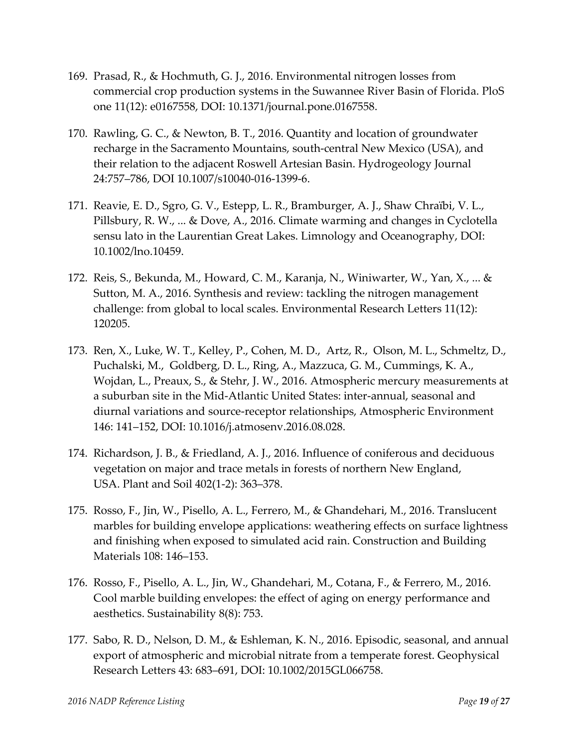169. Prasad, R., & Hochmuth, G. J., 2016. Environmental nitrogen losses from commercial crop production systems in the Suwannee River Basin of Florida. PloS one 11(12): e0167558, DOI: 10.1371/journal.pone.0167558.

170. Rawling, G. C., & Newton, B. T., 2016. Quantity and location of groundwater recharge in the Sacramento Mountains, south-central New Mexico (USA), and their relation to the adjacent Roswell Artesian Basin. Hydrogeology Journal 24:757–786, DOI 10.1007/s10040-016-1399-6.

171. Reavie, E. D., Sgro, G. V., Estepp, L. R., Bramburger, A. J., Shaw Chraïbi, V. L., Pillsbury, R. W., ... & Dove, A., 2016. Climate warming and changes in Cyclotella sensu lato in the Laurentian Great Lakes. Limnology and Oceanography, DOI: 10.1002/lno.10459.

172. Reis, S., Bekunda, M., Howard, C. M., Karanja, N., Winiwarter, W., Yan, X., ... & Sutton, M. A., 2016. Synthesis and review: tackling the nitrogen management challenge: from global to local scales. Environmental Research Letters 11(12): 120205.

173. Ren, X., Luke, W. T., Kelley, P., Cohen, M. D., Artz, R., Olson, M. L., Schmeltz, D., Puchalski, M., Goldberg, D. L., Ring, A., Mazzuca, G. M., Cummings, K. A., Wojdan, L., Preaux, S., & Stehr, J. W., 2016. Atmospheric mercury measurements at a suburban site in the Mid-Atlantic United States: inter-annual, seasonal and diurnal variations and source-receptor relationships, Atmospheric Environment 146: 141–152, DOI: 10.1016/j.atmosenv.2016.08.028.

174. Richardson, J. B., & Friedland, A. J., 2016. Influence of coniferous and deciduous vegetation on major and trace metals in forests of northern New England, USA. Plant and Soil 402(1-2): 363–378.

175. Rosso, F., Jin, W., Pisello, A. L., Ferrero, M., & Ghandehari, M., 2016. Translucent marbles for building envelope applications: weathering effects on surface lightness and finishing when exposed to simulated acid rain. Construction and Building Materials 108: 146–153.

176. Rosso, F., Pisello, A. L., Jin, W., Ghandehari, M., Cotana, F., & Ferrero, M., 2016. Cool marble building envelopes: the effect of aging on energy performance and aesthetics. Sustainability 8(8): 753.

177. Sabo, R. D., Nelson, D. M., & Eshleman, K. N., 2016. Episodic, seasonal, and annual export of atmospheric and microbial nitrate from a temperate forest. Geophysical Research Letters 43: 683–691, DOI: 10.1002/2015GL066758.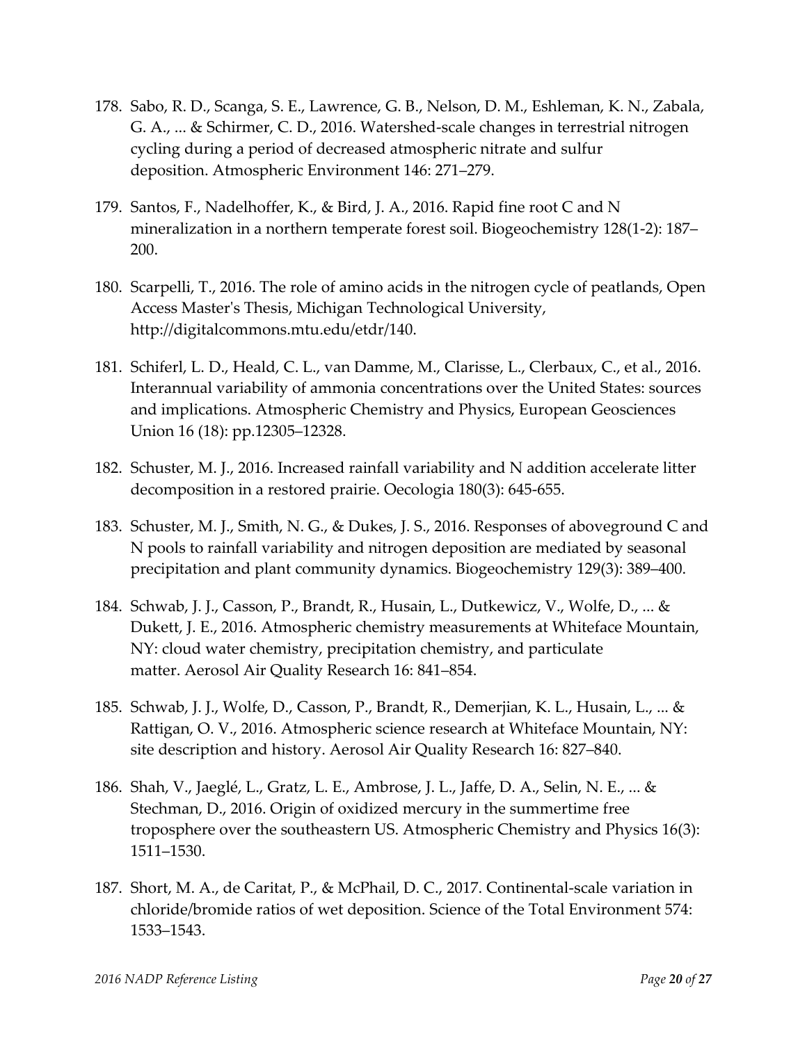178. Sabo, R. D., Scanga, S. E., Lawrence, G. B., Nelson, D. M., Eshleman, K. N., Zabala, G. A., ... & Schirmer, C. D., 2016. Watershed-scale changes in terrestrial nitrogen cycling during a period of decreased atmospheric nitrate and sulfur deposition. Atmospheric Environment 146: 271–279.

179. Santos, F., Nadelhoffer, K., & Bird, J. A., 2016. Rapid fine root C and N mineralization in a northern temperate forest soil. Biogeochemistry 128(1-2): 187–200.

180. Scarpelli, T., 2016. The role of amino acids in the nitrogen cycle of peatlands, Open Access Master's Thesis, Michigan Technological University, http://digitalcommons.mtu.edu/etdr/140.

181. Schiferl, L. D., Heald, C. L., van Damme, M., Clarisse, L., Clerbaux, C., et al., 2016. Interannual variability of ammonia concentrations over the United States: sources and implications. Atmospheric Chemistry and Physics, European Geosciences Union 16 (18): pp.12305–12328.

182. Schuster, M. J., 2016. Increased rainfall variability and N addition accelerate litter decomposition in a restored prairie. Oecologia 180(3): 645-655.

183. Schuster, M. J., Smith, N. G., & Dukes, J. S., 2016. Responses of aboveground C and N pools to rainfall variability and nitrogen deposition are mediated by seasonal precipitation and plant community dynamics. Biogeochemistry 129(3): 389–400.

184. Schwab, J. J., Casson, P., Brandt, R., Husain, L., Dutkewicz, V., Wolfe, D., ... & Dukett, J. E., 2016. Atmospheric chemistry measurements at Whiteface Mountain, NY: cloud water chemistry, precipitation chemistry, and particulate matter. Aerosol Air Quality Research 16: 841–854.

185. Schwab, J. J., Wolfe, D., Casson, P., Brandt, R., Demerjian, K. L., Husain, L., ... & Rattigan, O. V., 2016. Atmospheric science research at Whiteface Mountain, NY: site description and history. Aerosol Air Quality Research 16: 827–840.

186. Shah, V., Jaeglé, L., Gratz, L. E., Ambrose, J. L., Jaffe, D. A., Selin, N. E., ... & Stechman, D., 2016. Origin of oxidized mercury in the summertime free troposphere over the southeastern US. Atmospheric Chemistry and Physics 16(3): 1511–1530.

187. Short, M. A., de Caritat, P., & McPhail, D. C., 2017. Continental-scale variation in chloride/bromide ratios of wet deposition. Science of the Total Environment 574: 1533–1543.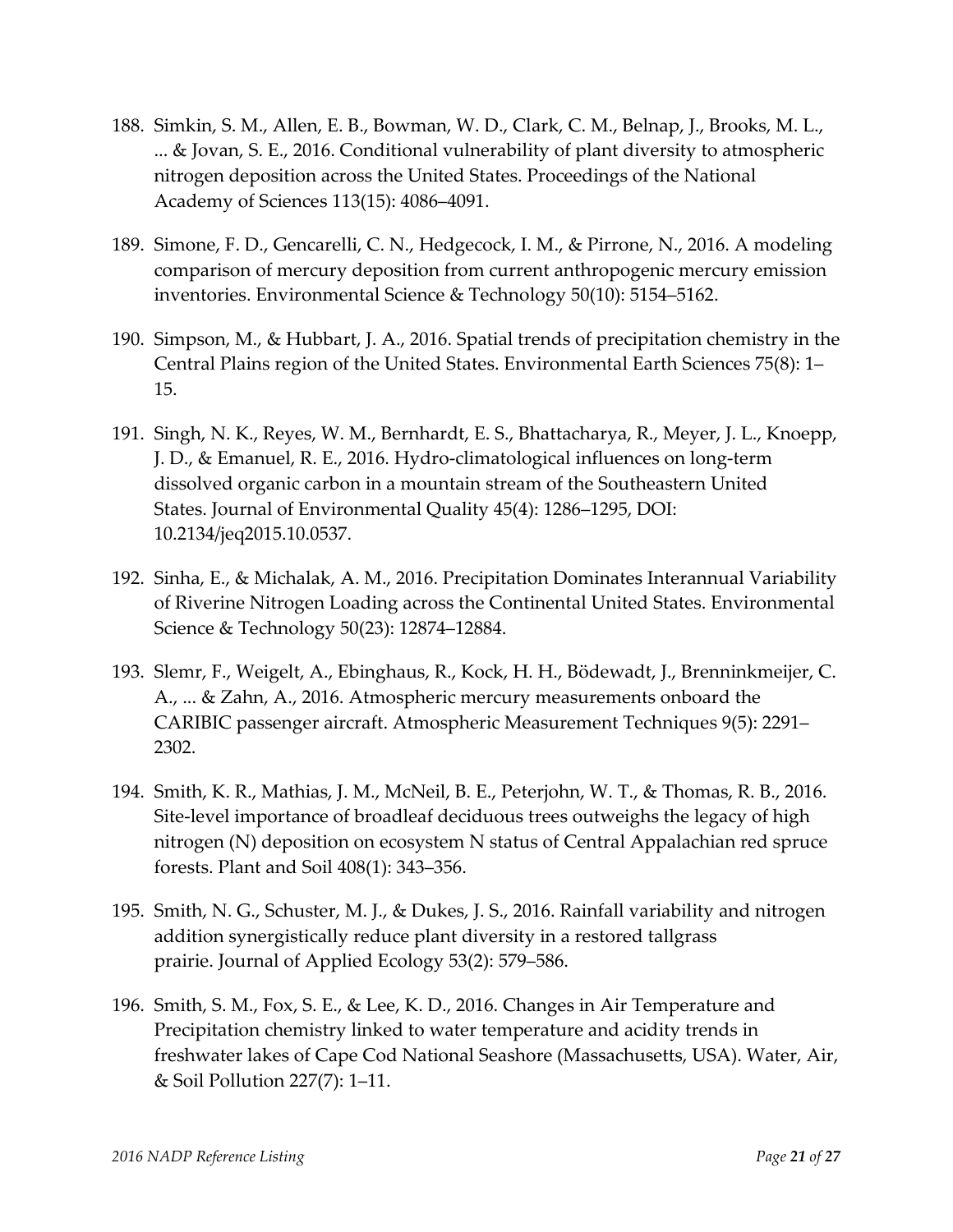188. Simkin, S. M., Allen, E. B., Bowman, W. D., Clark, C. M., Belnap, J., Brooks, M. L., ... & Jovan, S. E., 2016. Conditional vulnerability of plant diversity to atmospheric nitrogen deposition across the United States. Proceedings of the National Academy of Sciences 113(15): 4086–4091.

189. Simone, F. D., Gencarelli, C. N., Hedgecock, I. M., & Pirrone, N., 2016. A modeling comparison of mercury deposition from current anthropogenic mercury emission inventories. Environmental Science & Technology 50(10): 5154–5162.

190. Simpson, M., & Hubbart, J. A., 2016. Spatial trends of precipitation chemistry in the Central Plains region of the United States. Environmental Earth Sciences 75(8): 1–15.

191. Singh, N. K., Reyes, W. M., Bernhardt, E. S., Bhattacharya, R., Meyer, J. L., Knoepp, J. D., & Emanuel, R. E., 2016. Hydro-climatological influences on long-term dissolved organic carbon in a mountain stream of the Southeastern United States. Journal of Environmental Quality 45(4): 1286–1295, DOI: 10.2134/jeq2015.10.0537.

192. Sinha, E., & Michalak, A. M., 2016. Precipitation Dominates Interannual Variability of Riverine Nitrogen Loading across the Continental United States. Environmental Science & Technology 50(23): 12874–12884.

193. Slemr, F., Weigelt, A., Ebinghaus, R., Kock, H. H., Bödewadt, J., Brenninkmeijer, C. A., ... & Zahn, A., 2016. Atmospheric mercury measurements onboard the CARIBIC passenger aircraft. Atmospheric Measurement Techniques 9(5): 2291–2302.

194. Smith, K. R., Mathias, J. M., McNeil, B. E., Peterjohn, W. T., & Thomas, R. B., 2016. Site-level importance of broadleaf deciduous trees outweighs the legacy of high nitrogen (N) deposition on ecosystem N status of Central Appalachian red spruce forests. Plant and Soil 408(1): 343–356.

195. Smith, N. G., Schuster, M. J., & Dukes, J. S., 2016. Rainfall variability and nitrogen addition synergistically reduce plant diversity in a restored tallgrass prairie. Journal of Applied Ecology 53(2): 579–586.

196. Smith, S. M., Fox, S. E., & Lee, K. D., 2016. Changes in Air Temperature and Precipitation chemistry linked to water temperature and acidity trends in freshwater lakes of Cape Cod National Seashore (Massachusetts, USA). Water, Air, & Soil Pollution 227(7): 1–11.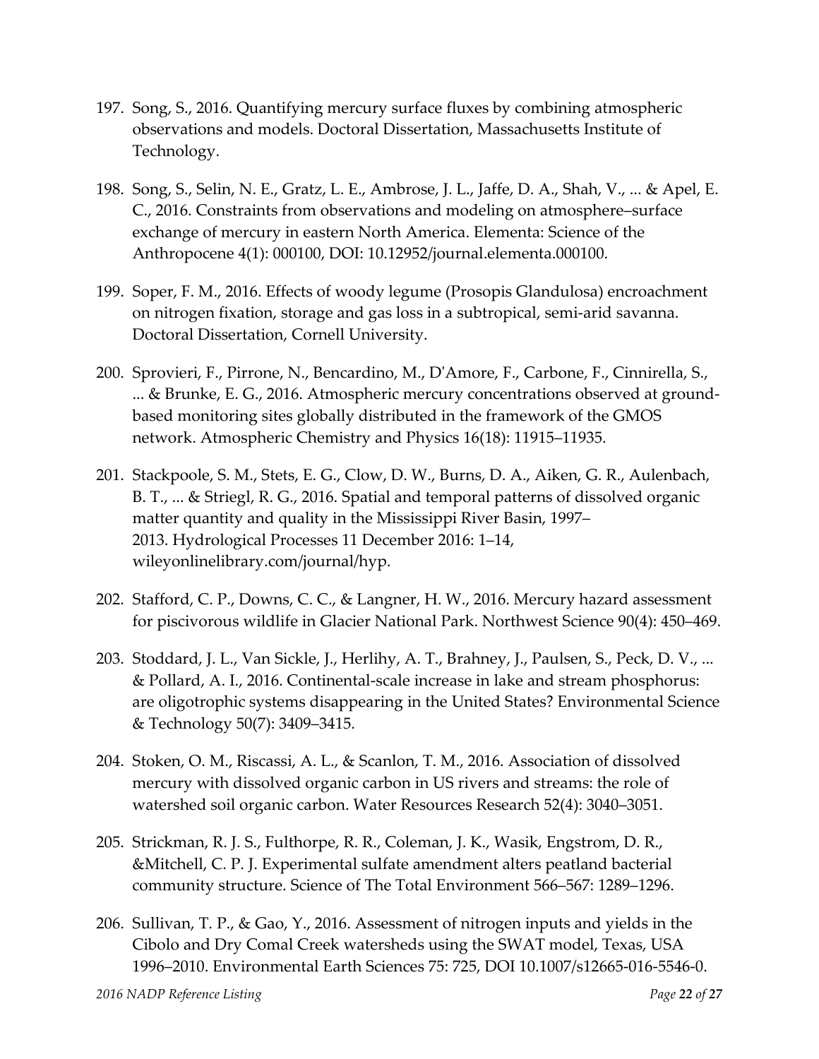197. Song, S., 2016. Quantifying mercury surface fluxes by combining atmospheric observations and models. Doctoral Dissertation, Massachusetts Institute of Technology.

198. Song, S., Selin, N. E., Gratz, L. E., Ambrose, J. L., Jaffe, D. A., Shah, V., ... & Apel, E. C., 2016. Constraints from observations and modeling on atmosphere–surface exchange of mercury in eastern North America. Elementa: Science of the Anthropocene 4(1): 000100, DOI: 10.12952/journal.elementa.000100.

199. Soper, F. M., 2016. Effects of woody legume (Prosopis Glandulosa) encroachment on nitrogen fixation, storage and gas loss in a subtropical, semi-arid savanna. Doctoral Dissertation, Cornell University.

200. Sprovieri, F., Pirrone, N., Bencardino, M., D'Amore, F., Carbone, F., Cinnirella, S., ... & Brunke, E. G., 2016. Atmospheric mercury concentrations observed at ground-based monitoring sites globally distributed in the framework of the GMOS network. Atmospheric Chemistry and Physics 16(18): 11915–11935.

201. Stackpoole, S. M., Stets, E. G., Clow, D. W., Burns, D. A., Aiken, G. R., Aulenbach, B. T., ... & Striegl, R. G., 2016. Spatial and temporal patterns of dissolved organic matter quantity and quality in the Mississippi River Basin, 1997–2013. Hydrological Processes 11 December 2016: 1–14, wileyonlinelibrary.com/journal/hyp.

202. Stafford, C. P., Downs, C. C., & Langner, H. W., 2016. Mercury hazard assessment for piscivorous wildlife in Glacier National Park. Northwest Science 90(4): 450–469.

203. Stoddard, J. L., Van Sickle, J., Herlihy, A. T., Brahney, J., Paulsen, S., Peck, D. V., ... & Pollard, A. I., 2016. Continental-scale increase in lake and stream phosphorus: are oligotrophic systems disappearing in the United States? Environmental Science & Technology 50(7): 3409–3415.

204. Stoken, O. M., Riscassi, A. L., & Scanlon, T. M., 2016. Association of dissolved mercury with dissolved organic carbon in US rivers and streams: the role of watershed soil organic carbon. Water Resources Research 52(4): 3040–3051.

205. Strickman, R. J. S., Fulthorpe, R. R., Coleman, J. K., Wasik, Engstrom, D. R., &Mitchell, C. P. J. Experimental sulfate amendment alters peatland bacterial community structure. Science of The Total Environment 566–567: 1289–1296.

206. Sullivan, T. P., & Gao, Y., 2016. Assessment of nitrogen inputs and yields in the Cibolo and Dry Comal Creek watersheds using the SWAT model, Texas, USA 1996–2010. Environmental Earth Sciences 75: 725, DOI 10.1007/s12665-016-5546-0.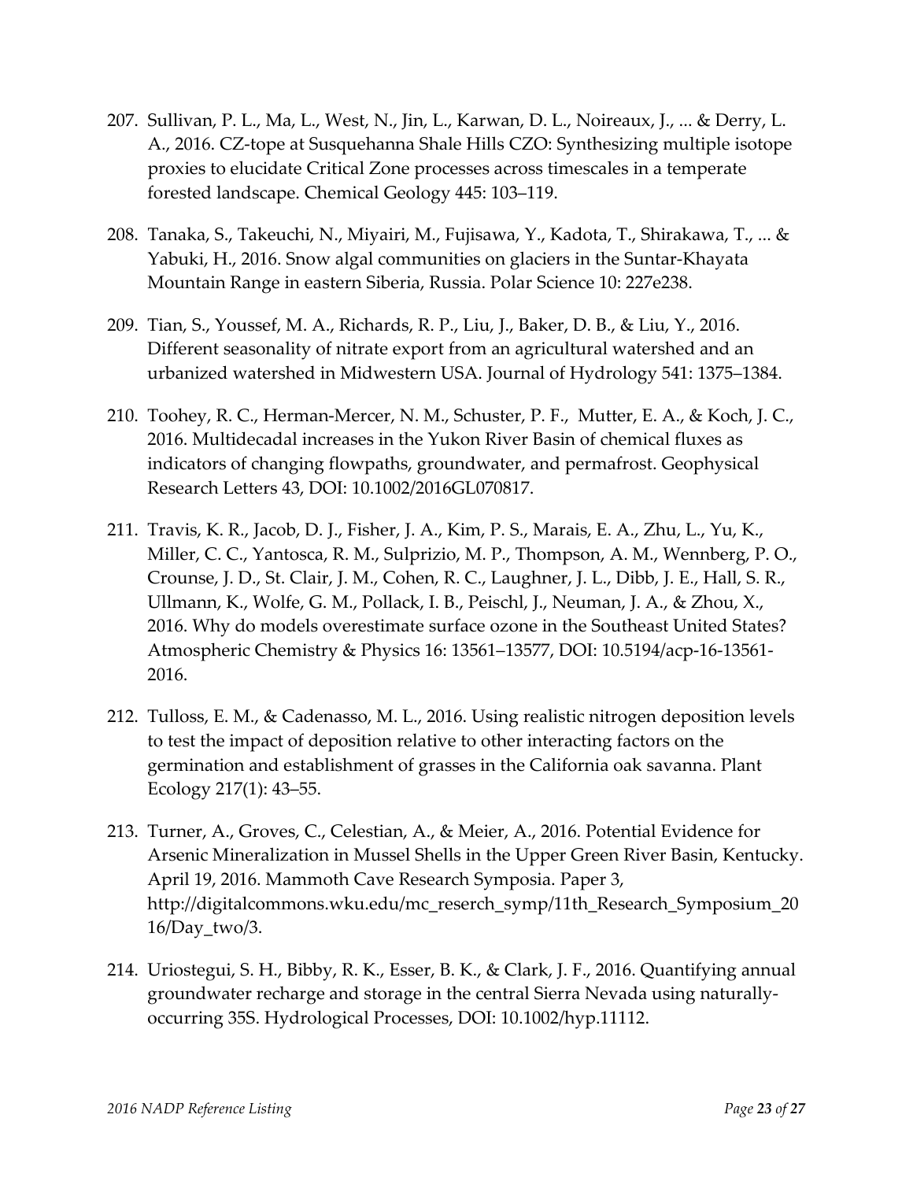207. Sullivan, P. L., Ma, L., West, N., Jin, L., Karwan, D. L., Noireaux, J., ... & Derry, L. A., 2016. CZ-tope at Susquehanna Shale Hills CZO: Synthesizing multiple isotope proxies to elucidate Critical Zone processes across timescales in a temperate forested landscape. Chemical Geology 445: 103–119.

208. Tanaka, S., Takeuchi, N., Miyairi, M., Fujisawa, Y., Kadota, T., Shirakawa, T., ... & Yabuki, H., 2016. Snow algal communities on glaciers in the Suntar-Khayata Mountain Range in eastern Siberia, Russia. Polar Science 10: 227e238.

209. Tian, S., Youssef, M. A., Richards, R. P., Liu, J., Baker, D. B., & Liu, Y., 2016. Different seasonality of nitrate export from an agricultural watershed and an urbanized watershed in Midwestern USA. Journal of Hydrology 541: 1375–1384.

210. Toohey, R. C., Herman-Mercer, N. M., Schuster, P. F., Mutter, E. A., & Koch, J. C., 2016. Multidecadal increases in the Yukon River Basin of chemical fluxes as indicators of changing flowpaths, groundwater, and permafrost. Geophysical Research Letters 43, DOI: 10.1002/2016GL070817.

211. Travis, K. R., Jacob, D. J., Fisher, J. A., Kim, P. S., Marais, E. A., Zhu, L., Yu, K., Miller, C. C., Yantosca, R. M., Sulprizio, M. P., Thompson, A. M., Wennberg, P. O., Crounse, J. D., St. Clair, J. M., Cohen, R. C., Laughner, J. L., Dibb, J. E., Hall, S. R., Ullmann, K., Wolfe, G. M., Pollack, I. B., Peischl, J., Neuman, J. A., & Zhou, X., 2016. Why do models overestimate surface ozone in the Southeast United States? Atmospheric Chemistry & Physics 16: 13561–13577, DOI: 10.5194/acp-16-13561-2016.

212. Tulloss, E. M., & Cadenasso, M. L., 2016. Using realistic nitrogen deposition levels to test the impact of deposition relative to other interacting factors on the germination and establishment of grasses in the California oak savanna. Plant Ecology 217(1): 43–55.

213. Turner, A., Groves, C., Celestian, A., & Meier, A., 2016. Potential Evidence for Arsenic Mineralization in Mussel Shells in the Upper Green River Basin, Kentucky. April 19, 2016. Mammoth Cave Research Symposia. Paper 3, http://digitalcommons.wku.edu/mc_reserch_symp/11th_Research_Symposium_2016/Day_two/3.

214. Uriostegui, S. H., Bibby, R. K., Esser, B. K., & Clark, J. F., 2016. Quantifying annual groundwater recharge and storage in the central Sierra Nevada using naturally-occurring 35S. Hydrological Processes, DOI: 10.1002/hyp.11112.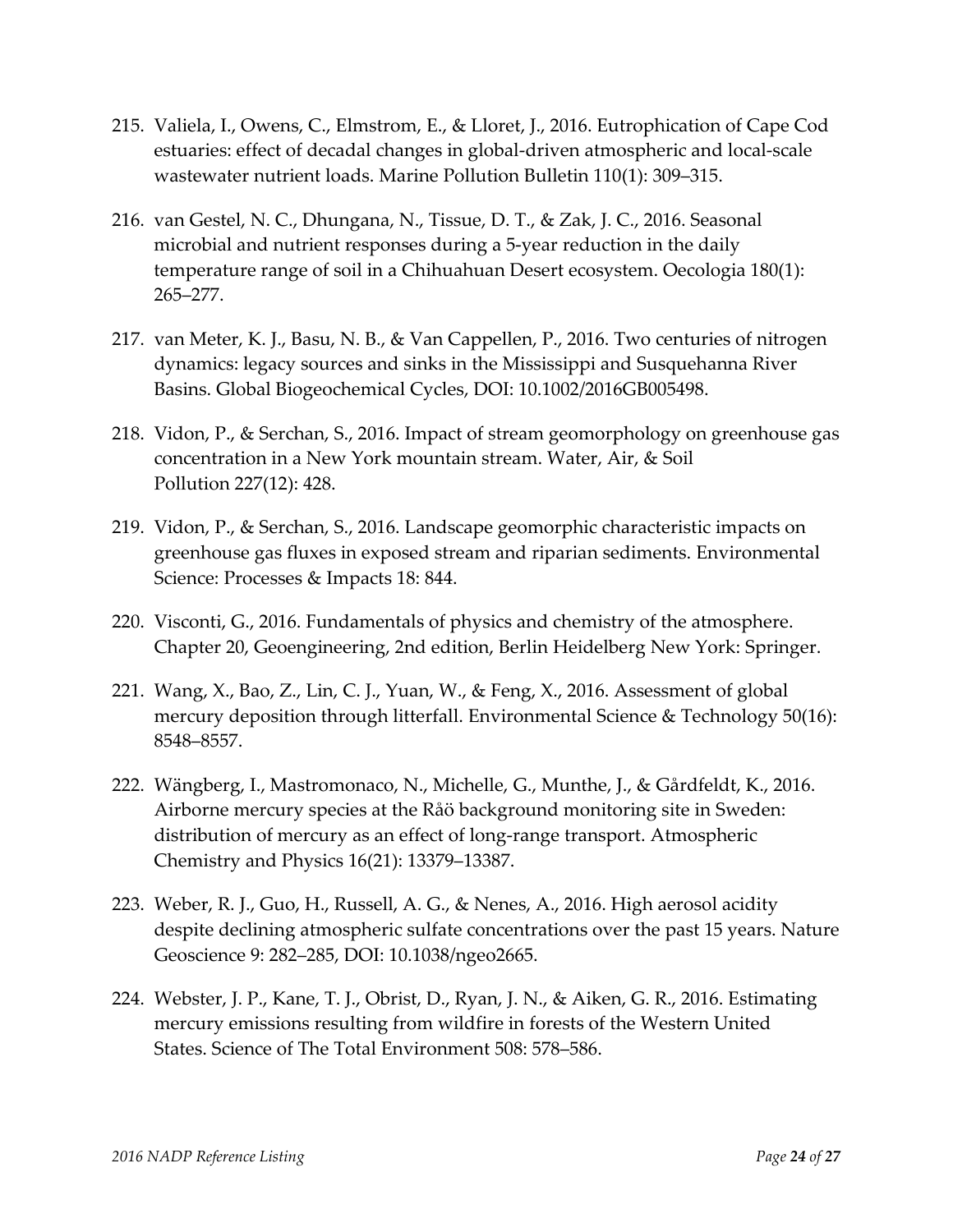215. Valiela, I., Owens, C., Elmstrom, E., & Lloret, J., 2016. Eutrophication of Cape Cod estuaries: effect of decadal changes in global-driven atmospheric and local-scale wastewater nutrient loads. Marine Pollution Bulletin 110(1): 309–315.

216. van Gestel, N. C., Dhungana, N., Tissue, D. T., & Zak, J. C., 2016. Seasonal microbial and nutrient responses during a 5-year reduction in the daily temperature range of soil in a Chihuahuan Desert ecosystem. Oecologia 180(1): 265–277.

217. van Meter, K. J., Basu, N. B., & Van Cappellen, P., 2016. Two centuries of nitrogen dynamics: legacy sources and sinks in the Mississippi and Susquehanna River Basins. Global Biogeochemical Cycles, DOI: 10.1002/2016GB005498.

218. Vidon, P., & Serchan, S., 2016. Impact of stream geomorphology on greenhouse gas concentration in a New York mountain stream. Water, Air, & Soil Pollution 227(12): 428.

219. Vidon, P., & Serchan, S., 2016. Landscape geomorphic characteristic impacts on greenhouse gas fluxes in exposed stream and riparian sediments. Environmental Science: Processes & Impacts 18: 844.

220. Visconti, G., 2016. Fundamentals of physics and chemistry of the atmosphere. Chapter 20, Geoengineering, 2nd edition, Berlin Heidelberg New York: Springer.

221. Wang, X., Bao, Z., Lin, C. J., Yuan, W., & Feng, X., 2016. Assessment of global mercury deposition through litterfall. Environmental Science & Technology 50(16): 8548–8557.

222. Wängberg, I., Mastromonaco, N., Michelle, G., Munthe, J., & Gårdfeldt, K., 2016. Airborne mercury species at the Råö background monitoring site in Sweden: distribution of mercury as an effect of long-range transport. Atmospheric Chemistry and Physics 16(21): 13379–13387.

223. Weber, R. J., Guo, H., Russell, A. G., & Nenes, A., 2016. High aerosol acidity despite declining atmospheric sulfate concentrations over the past 15 years. Nature Geoscience 9: 282–285, DOI: 10.1038/ngeo2665.

224. Webster, J. P., Kane, T. J., Obrist, D., Ryan, J. N., & Aiken, G. R., 2016. Estimating mercury emissions resulting from wildfire in forests of the Western United States. Science of The Total Environment 508: 578–586.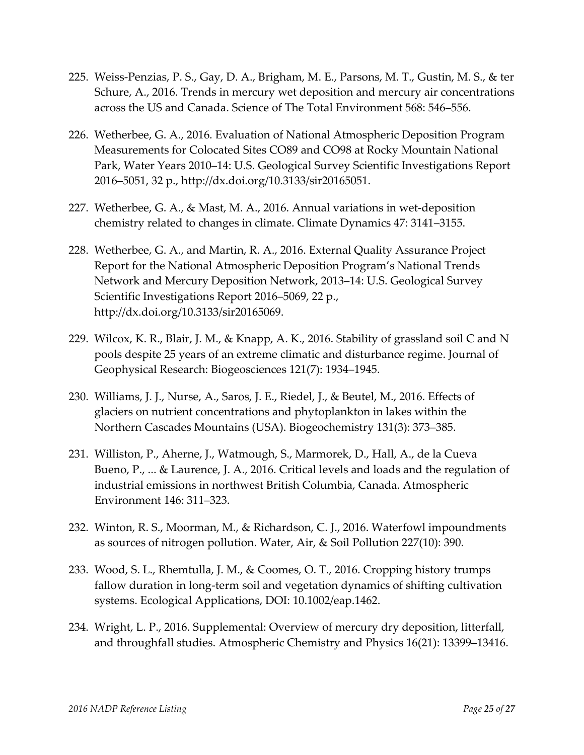225. Weiss-Penzias, P. S., Gay, D. A., Brigham, M. E., Parsons, M. T., Gustin, M. S., & ter Schure, A., 2016. Trends in mercury wet deposition and mercury air concentrations across the US and Canada. Science of The Total Environment 568: 546–556.

226. Wetherbee, G. A., 2016. Evaluation of National Atmospheric Deposition Program Measurements for Colocated Sites CO89 and CO98 at Rocky Mountain National Park, Water Years 2010–14: U.S. Geological Survey Scientific Investigations Report 2016–5051, 32 p., http://dx.doi.org/10.3133/sir20165051.

227. Wetherbee, G. A., & Mast, M. A., 2016. Annual variations in wet-deposition chemistry related to changes in climate. Climate Dynamics 47: 3141–3155.

228. Wetherbee, G. A., and Martin, R. A., 2016. External Quality Assurance Project Report for the National Atmospheric Deposition Program's National Trends Network and Mercury Deposition Network, 2013–14: U.S. Geological Survey Scientific Investigations Report 2016–5069, 22 p., http://dx.doi.org/10.3133/sir20165069.

229. Wilcox, K. R., Blair, J. M., & Knapp, A. K., 2016. Stability of grassland soil C and N pools despite 25 years of an extreme climatic and disturbance regime. Journal of Geophysical Research: Biogeosciences 121(7): 1934–1945.

230. Williams, J. J., Nurse, A., Saros, J. E., Riedel, J., & Beutel, M., 2016. Effects of glaciers on nutrient concentrations and phytoplankton in lakes within the Northern Cascades Mountains (USA). Biogeochemistry 131(3): 373–385.

231. Williston, P., Aherne, J., Watmough, S., Marmorek, D., Hall, A., de la Cueva Bueno, P., ... & Laurence, J. A., 2016. Critical levels and loads and the regulation of industrial emissions in northwest British Columbia, Canada. Atmospheric Environment 146: 311–323.

232. Winton, R. S., Moorman, M., & Richardson, C. J., 2016. Waterfowl impoundments as sources of nitrogen pollution. Water, Air, & Soil Pollution 227(10): 390.

233. Wood, S. L., Rhemtulla, J. M., & Coomes, O. T., 2016. Cropping history trumps fallow duration in long-term soil and vegetation dynamics of shifting cultivation systems. Ecological Applications, DOI: 10.1002/eap.1462.

234. Wright, L. P., 2016. Supplemental: Overview of mercury dry deposition, litterfall, and throughfall studies. Atmospheric Chemistry and Physics 16(21): 13399–13416.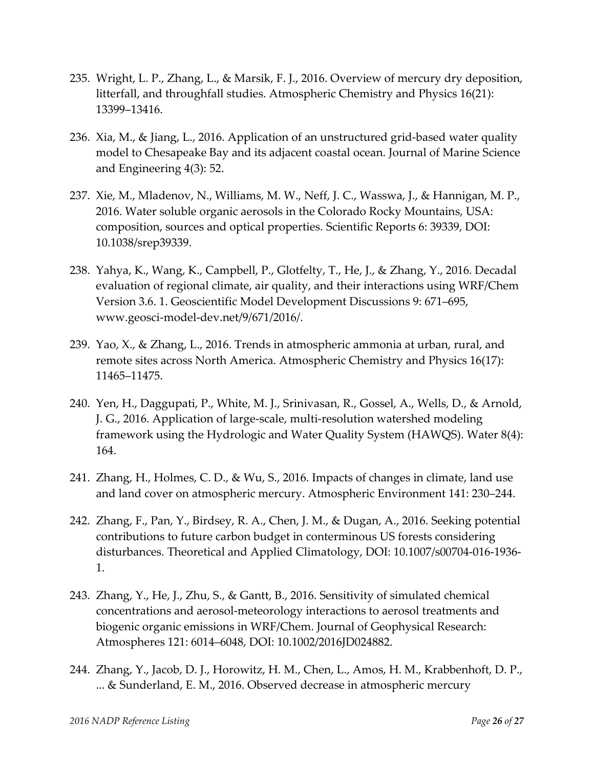235. Wright, L. P., Zhang, L., & Marsik, F. J., 2016. Overview of mercury dry deposition, litterfall, and throughfall studies. Atmospheric Chemistry and Physics 16(21): 13399–13416.

236. Xia, M., & Jiang, L., 2016. Application of an unstructured grid-based water quality model to Chesapeake Bay and its adjacent coastal ocean. Journal of Marine Science and Engineering 4(3): 52.

237. Xie, M., Mladenov, N., Williams, M. W., Neff, J. C., Wasswa, J., & Hannigan, M. P., 2016. Water soluble organic aerosols in the Colorado Rocky Mountains, USA: composition, sources and optical properties. Scientific Reports 6: 39339, DOI: 10.1038/srep39339.

238. Yahya, K., Wang, K., Campbell, P., Glotfelty, T., He, J., & Zhang, Y., 2016. Decadal evaluation of regional climate, air quality, and their interactions using WRF/Chem Version 3.6. 1. Geoscientific Model Development Discussions 9: 671–695, www.geosci-model-dev.net/9/671/2016/.

239. Yao, X., & Zhang, L., 2016. Trends in atmospheric ammonia at urban, rural, and remote sites across North America. Atmospheric Chemistry and Physics 16(17): 11465–11475.

240. Yen, H., Daggupati, P., White, M. J., Srinivasan, R., Gossel, A., Wells, D., & Arnold, J. G., 2016. Application of large-scale, multi-resolution watershed modeling framework using the Hydrologic and Water Quality System (HAWQS). Water 8(4): 164.

241. Zhang, H., Holmes, C. D., & Wu, S., 2016. Impacts of changes in climate, land use and land cover on atmospheric mercury. Atmospheric Environment 141: 230–244.

242. Zhang, F., Pan, Y., Birdsey, R. A., Chen, J. M., & Dugan, A., 2016. Seeking potential contributions to future carbon budget in conterminous US forests considering disturbances. Theoretical and Applied Climatology, DOI: 10.1007/s00704-016-1936-1.

243. Zhang, Y., He, J., Zhu, S., & Gantt, B., 2016. Sensitivity of simulated chemical concentrations and aerosol-meteorology interactions to aerosol treatments and biogenic organic emissions in WRF/Chem. Journal of Geophysical Research: Atmospheres 121: 6014–6048, DOI: 10.1002/2016JD024882.

244. Zhang, Y., Jacob, D. J., Horowitz, H. M., Chen, L., Amos, H. M., Krabbenhoft, D. P., ... & Sunderland, E. M., 2016. Observed decrease in atmospheric mercury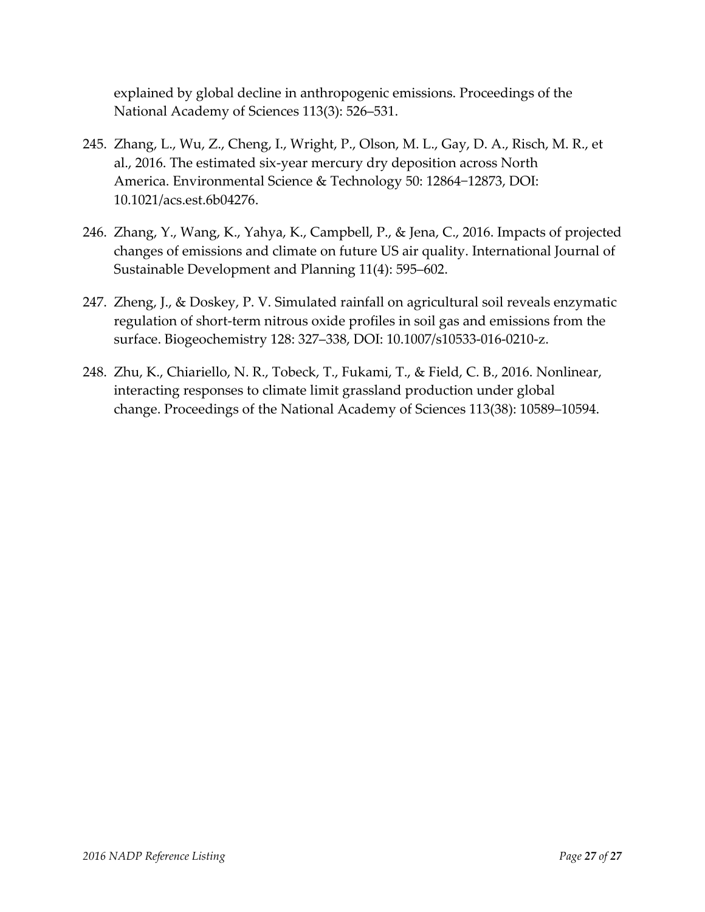explained by global decline in anthropogenic emissions. Proceedings of the National Academy of Sciences 113(3): 526–531.

245. Zhang, L., Wu, Z., Cheng, I., Wright, P., Olson, M. L., Gay, D. A., Risch, M. R., et al., 2016. The estimated six-year mercury dry deposition across North America. Environmental Science & Technology 50: 12864−12873, DOI: 10.1021/acs.est.6b04276.

246. Zhang, Y., Wang, K., Yahya, K., Campbell, P., & Jena, C., 2016. Impacts of projected changes of emissions and climate on future US air quality. International Journal of Sustainable Development and Planning 11(4): 595–602.

247. Zheng, J., & Doskey, P. V. Simulated rainfall on agricultural soil reveals enzymatic regulation of short-term nitrous oxide profiles in soil gas and emissions from the surface. Biogeochemistry 128: 327–338, DOI: 10.1007/s10533-016-0210-z.

248. Zhu, K., Chiariello, N. R., Tobeck, T., Fukami, T., & Field, C. B., 2016. Nonlinear, interacting responses to climate limit grassland production under global change. Proceedings of the National Academy of Sciences 113(38): 10589–10594.